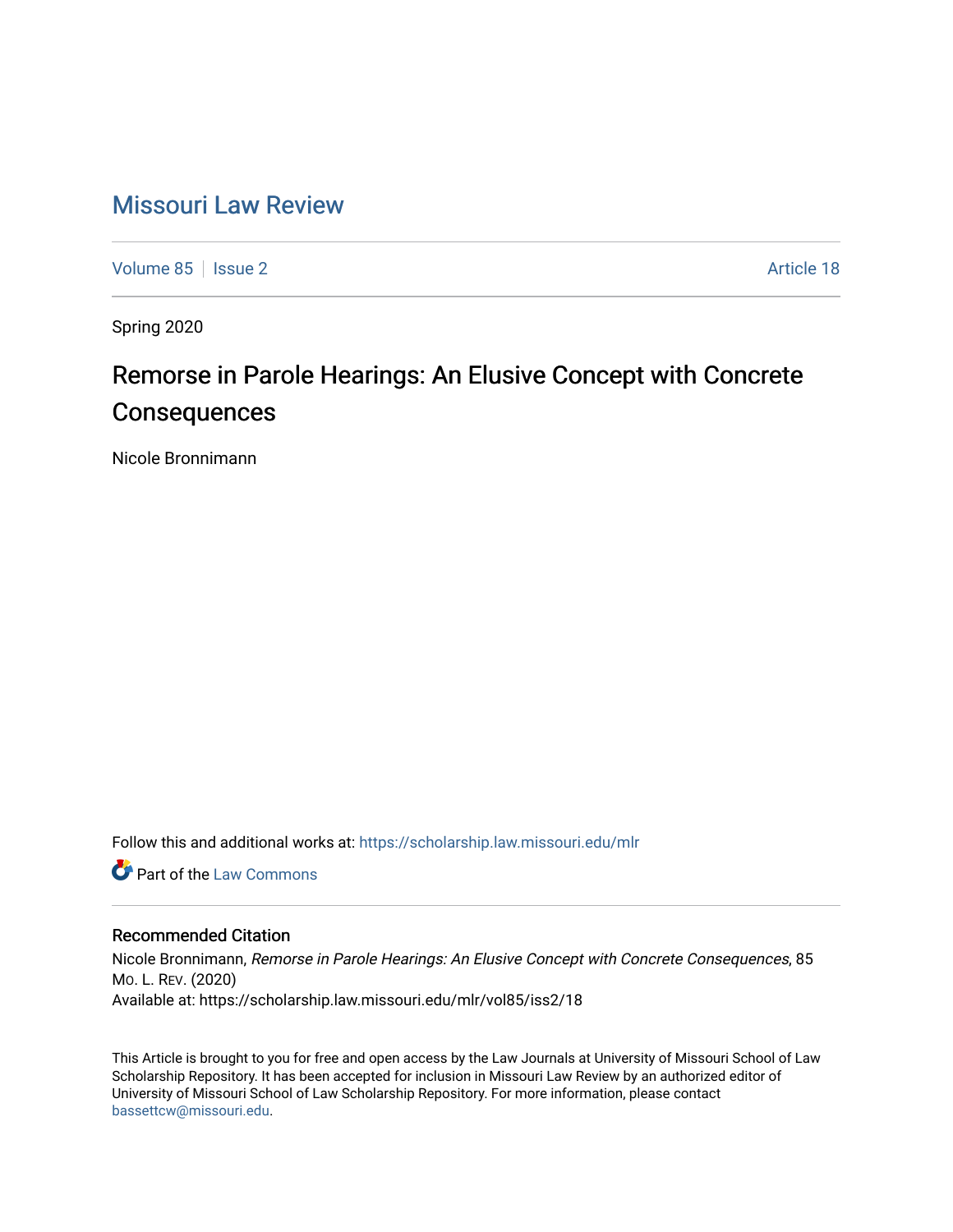# Missouri Law Review

Volume 85 | Issue 2 | Article 18

Spring 2020

## Remorse in Parole Hearings: An Elusive Concept with Concrete Consequences

Nicole Bronnimann

Follow this and additional works at: https://scholarship.law.missouri.edu/mlr

Part of the Law Commons

### Recommended Citation

Nicole Bronnimann, *Remorse in Parole Hearings: An Elusive Concept with Concrete Consequences*, 85 Mo. L. Rev. (2020)
Available at: https://scholarship.law.missouri.edu/mlr/vol85/iss2/18

This Article is brought to you for free and open access by the Law Journals at University of Missouri School of Law Scholarship Repository. It has been accepted for inclusion in Missouri Law Review by an authorized editor of University of Missouri School of Law Scholarship Repository. For more information, please contact bassettcw@missouri.edu.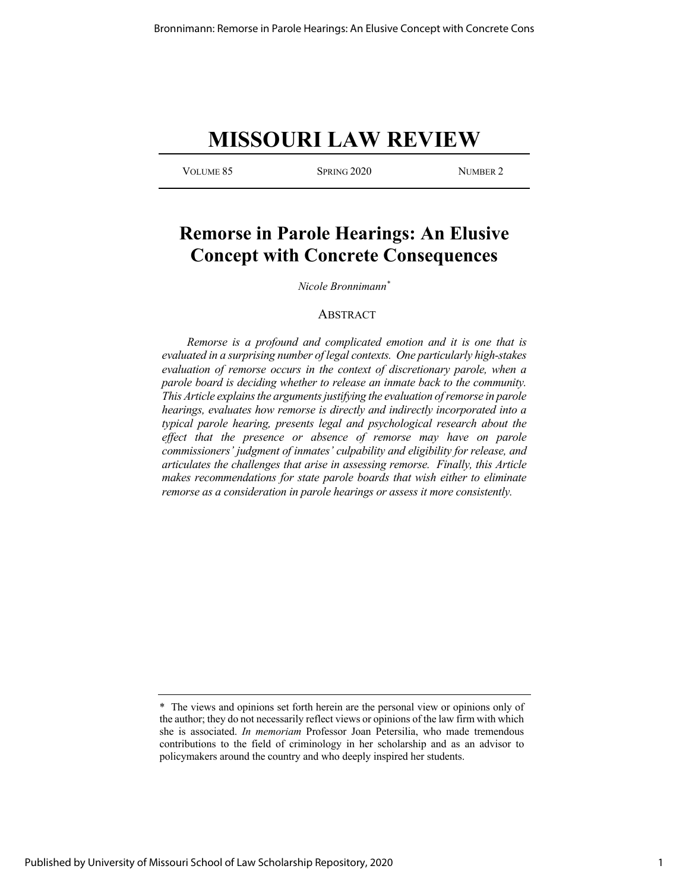# MISSOURI LAW REVIEW

VOLUME 85 SPRING 2020 NUMBER 2

## Remorse in Parole Hearings: An Elusive Concept with Concrete Consequences

*Nicole Bronnimann*[*]

### ABSTRACT

*Remorse is a profound and complicated emotion and it is one that is evaluated in a surprising number of legal contexts. One particularly high-stakes evaluation of remorse occurs in the context of discretionary parole, when a parole board is deciding whether to release an inmate back to the community. This Article explains the arguments justifying the evaluation of remorse in parole hearings, evaluates how remorse is directly and indirectly incorporated into a typical parole hearing, presents legal and psychological research about the effect that the presence or absence of remorse may have on parole commissioners' judgment of inmates' culpability and eligibility for release, and articulates the challenges that arise in assessing remorse. Finally, this Article makes recommendations for state parole boards that wish either to eliminate remorse as a consideration in parole hearings or assess it more consistently.*

---

\* The views and opinions set forth herein are the personal view or opinions only of the author; they do not necessarily reflect views or opinions of the law firm with which she is associated. *In memoriam* Professor Joan Petersilia, who made tremendous contributions to the field of criminology in her scholarship and as an advisor to policymakers around the country and who deeply inspired her students.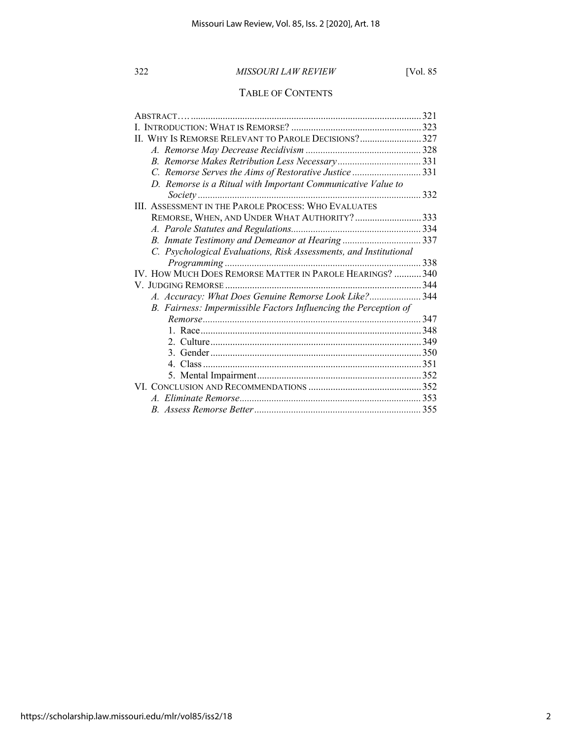## TABLE OF CONTENTS

ABSTRACT…. 321

I. INTRODUCTION: WHAT IS REMORSE? 323

II. WHY IS REMORSE RELEVANT TO PAROLE DECISIONS? 327

- *A. Remorse May Decrease Recidivism* 328
- *B. Remorse Makes Retribution Less Necessary* 331
- *C. Remorse Serves the Aims of Restorative Justice* 331
- *D. Remorse is a Ritual with Important Communicative Value to Society* 332

III. ASSESSMENT IN THE PAROLE PROCESS: WHO EVALUATES REMORSE, WHEN, AND UNDER WHAT AUTHORITY? 333

- *A. Parole Statutes and Regulations* 334
- *B. Inmate Testimony and Demeanor at Hearing* 337
- *C. Psychological Evaluations, Risk Assessments, and Institutional Programming* 338

IV. HOW MUCH DOES REMORSE MATTER IN PAROLE HEARINGS? 340

V. JUDGING REMORSE 344

- *A. Accuracy: What Does Genuine Remorse Look Like?* 344
- *B. Fairness: Impermissible Factors Influencing the Perception of Remorse* 347
  1. Race 348
  2. Culture 349
  3. Gender 350
  4. Class 351
  5. Mental Impairment 352

VI. CONCLUSION AND RECOMMENDATIONS 352

- *A. Eliminate Remorse* 353
- *B. Assess Remorse Better* 355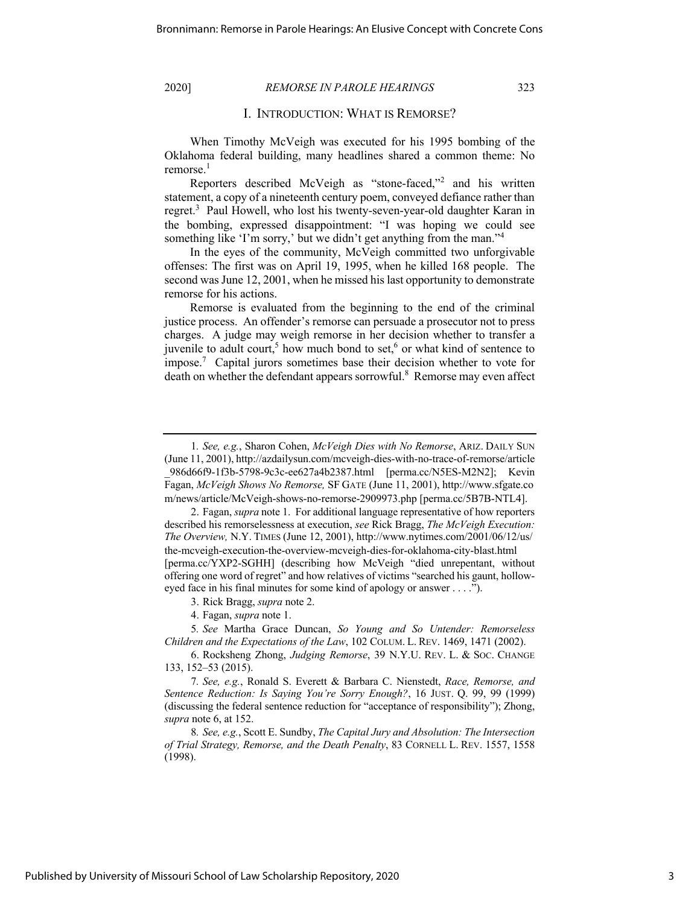## I. INTRODUCTION: WHAT IS REMORSE?

When Timothy McVeigh was executed for his 1995 bombing of the Oklahoma federal building, many headlines shared a common theme: No remorse.[1]

Reporters described McVeigh as "stone-faced,"[2] and his written statement, a copy of a nineteenth century poem, conveyed defiance rather than regret.[3] Paul Howell, who lost his twenty-seven-year-old daughter Karan in the bombing, expressed disappointment: "I was hoping we could see something like 'I'm sorry,' but we didn't get anything from the man."[4]

In the eyes of the community, McVeigh committed two unforgivable offenses: The first was on April 19, 1995, when he killed 168 people. The second was June 12, 2001, when he missed his last opportunity to demonstrate remorse for his actions.

Remorse is evaluated from the beginning to the end of the criminal justice process. An offender's remorse can persuade a prosecutor not to press charges. A judge may weigh remorse in her decision whether to transfer a juvenile to adult court,[5] how much bond to set,[6] or what kind of sentence to impose.[7] Capital jurors sometimes base their decision whether to vote for death on whether the defendant appears sorrowful.[8] Remorse may even affect

---

1. *See, e.g.*, Sharon Cohen, *McVeigh Dies with No Remorse*, ARIZ. DAILY SUN (June 11, 2001), http://azdailysun.com/mcveigh-dies-with-no-trace-of-remorse/article_986d66f9-1f3b-5798-9c3c-ee627a4b2387.html [perma.cc/N5ES-M2N2]; Kevin Fagan, *McVeigh Shows No Remorse,* SF GATE (June 11, 2001), http://www.sfgate.com/news/article/McVeigh-shows-no-remorse-2909973.php [perma.cc/5B7B-NTL4].

2. Fagan, *supra* note 1. For additional language representative of how reporters described his remorselessness at execution, *see* Rick Bragg, *The McVeigh Execution: The Overview,* N.Y. TIMES (June 12, 2001), http://www.nytimes.com/2001/06/12/us/the-mcveigh-execution-the-overview-mcveigh-dies-for-oklahoma-city-blast.html [perma.cc/YXP2-SGHH] (describing how McVeigh "died unrepentant, without offering one word of regret" and how relatives of victims "searched his gaunt, hollow-eyed face in his final minutes for some kind of apology or answer . . . .").

3. Rick Bragg, *supra* note 2.

4. Fagan, *supra* note 1.

5. *See* Martha Grace Duncan, *So Young and So Untender: Remorseless Children and the Expectations of the Law*, 102 COLUM. L. REV. 1469, 1471 (2002).

6. Rocksheng Zhong, *Judging Remorse*, 39 N.Y.U. REV. L. & SOC. CHANGE 133, 152–53 (2015).

7. *See, e.g.*, Ronald S. Everett & Barbara C. Nienstedt, *Race, Remorse, and Sentence Reduction: Is Saying You're Sorry Enough?*, 16 JUST. Q. 99, 99 (1999) (discussing the federal sentence reduction for "acceptance of responsibility"); Zhong, *supra* note 6, at 152.

8. *See, e.g.*, Scott E. Sundby, *The Capital Jury and Absolution: The Intersection of Trial Strategy, Remorse, and the Death Penalty*, 83 CORNELL L. REV. 1557, 1558 (1998).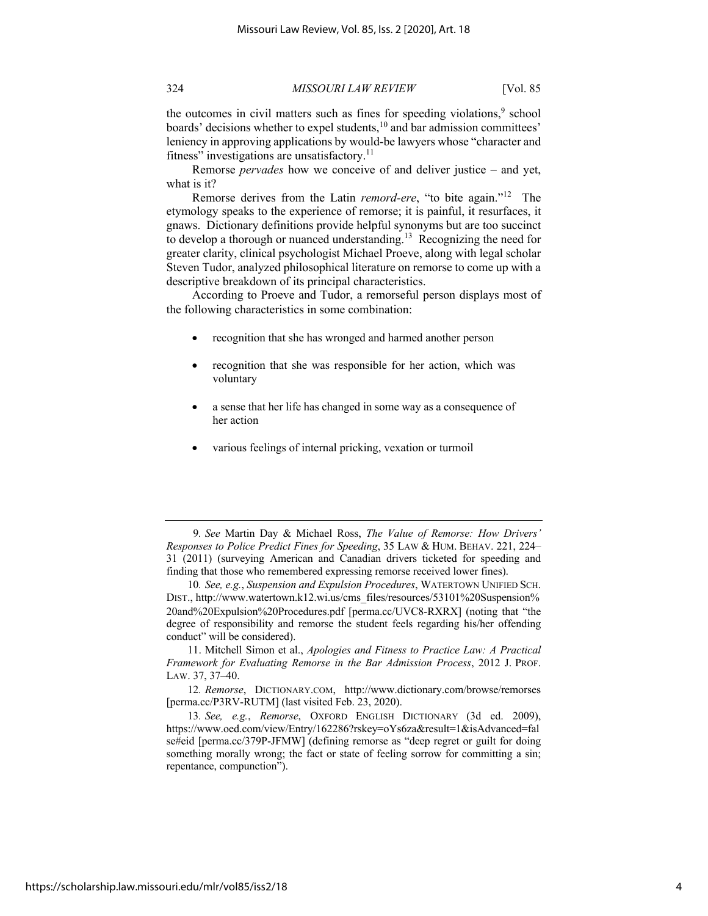the outcomes in civil matters such as fines for speeding violations,[9] school boards' decisions whether to expel students,[10] and bar admission committees' leniency in approving applications by would-be lawyers whose "character and fitness" investigations are unsatisfactory.[11]

Remorse *pervades* how we conceive of and deliver justice – and yet, what is it?

Remorse derives from the Latin *remord-ere*, "to bite again."[12] The etymology speaks to the experience of remorse; it is painful, it resurfaces, it gnaws. Dictionary definitions provide helpful synonyms but are too succinct to develop a thorough or nuanced understanding.[13] Recognizing the need for greater clarity, clinical psychologist Michael Proeve, along with legal scholar Steven Tudor, analyzed philosophical literature on remorse to come up with a descriptive breakdown of its principal characteristics.

According to Proeve and Tudor, a remorseful person displays most of the following characteristics in some combination:

- recognition that she has wronged and harmed another person
- recognition that she was responsible for her action, which was voluntary
- a sense that her life has changed in some way as a consequence of her action
- various feelings of internal pricking, vexation or turmoil

---

9. *See* Martin Day & Michael Ross, *The Value of Remorse: How Drivers' Responses to Police Predict Fines for Speeding*, 35 LAW & HUM. BEHAV. 221, 224–31 (2011) (surveying American and Canadian drivers ticketed for speeding and finding that those who remembered expressing remorse received lower fines).

10. *See, e.g.*, *Suspension and Expulsion Procedures*, WATERTOWN UNIFIED SCH. DIST., http://www.watertown.k12.wi.us/cms_files/resources/53101%20Suspension%20and%20Expulsion%20Procedures.pdf [perma.cc/UVC8-RXRX] (noting that "the degree of responsibility and remorse the student feels regarding his/her offending conduct" will be considered).

11. Mitchell Simon et al., *Apologies and Fitness to Practice Law: A Practical Framework for Evaluating Remorse in the Bar Admission Process*, 2012 J. PROF. LAW. 37, 37–40.

12. *Remorse*, DICTIONARY.COM, http://www.dictionary.com/browse/remorses [perma.cc/P3RV-RUTM] (last visited Feb. 23, 2020).

13. *See, e.g.*, *Remorse*, OXFORD ENGLISH DICTIONARY (3d ed. 2009), https://www.oed.com/view/Entry/162286?rskey=oYs6za&result=1&isAdvanced=false#eid [perma.cc/379P-JFMW] (defining remorse as "deep regret or guilt for doing something morally wrong; the fact or state of feeling sorrow for committing a sin; repentance, compunction").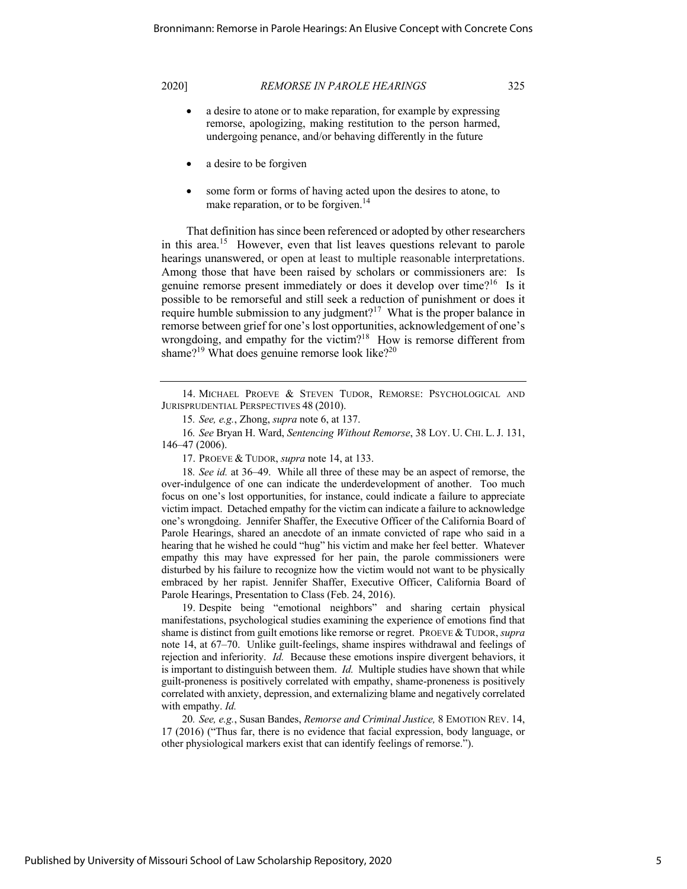- a desire to atone or to make reparation, for example by expressing remorse, apologizing, making restitution to the person harmed, undergoing penance, and/or behaving differently in the future
- a desire to be forgiven
- some form or forms of having acted upon the desires to atone, to make reparation, or to be forgiven.[14]

That definition has since been referenced or adopted by other researchers in this area.[15] However, even that list leaves questions relevant to parole hearings unanswered, or open at least to multiple reasonable interpretations. Among those that have been raised by scholars or commissioners are: Is genuine remorse present immediately or does it develop over time?[16] Is it possible to be remorseful and still seek a reduction of punishment or does it require humble submission to any judgment?[17] What is the proper balance in remorse between grief for one's lost opportunities, acknowledgement of one's wrongdoing, and empathy for the victim?[18] How is remorse different from shame?[19] What does genuine remorse look like?[20]

---

14. MICHAEL PROEVE & STEVEN TUDOR, REMORSE: PSYCHOLOGICAL AND JURISPRUDENTIAL PERSPECTIVES 48 (2010).

15. *See, e.g.*, Zhong, *supra* note 6, at 137.

16. *See* Bryan H. Ward, *Sentencing Without Remorse*, 38 LOY. U. CHI. L. J. 131, 146–47 (2006).

17. PROEVE & TUDOR, *supra* note 14, at 133.

18. *See id.* at 36–49. While all three of these may be an aspect of remorse, the over-indulgence of one can indicate the underdevelopment of another. Too much focus on one's lost opportunities, for instance, could indicate a failure to appreciate victim impact. Detached empathy for the victim can indicate a failure to acknowledge one's wrongdoing. Jennifer Shaffer, the Executive Officer of the California Board of Parole Hearings, shared an anecdote of an inmate convicted of rape who said in a hearing that he wished he could "hug" his victim and make her feel better. Whatever empathy this may have expressed for her pain, the parole commissioners were disturbed by his failure to recognize how the victim would not want to be physically embraced by her rapist. Jennifer Shaffer, Executive Officer, California Board of Parole Hearings, Presentation to Class (Feb. 24, 2016).

19. Despite being "emotional neighbors" and sharing certain physical manifestations, psychological studies examining the experience of emotions find that shame is distinct from guilt emotions like remorse or regret. PROEVE & TUDOR, *supra* note 14, at 67–70. Unlike guilt-feelings, shame inspires withdrawal and feelings of rejection and inferiority. *Id.* Because these emotions inspire divergent behaviors, it is important to distinguish between them. *Id.* Multiple studies have shown that while guilt-proneness is positively correlated with empathy, shame-proneness is positively correlated with anxiety, depression, and externalizing blame and negatively correlated with empathy. *Id.*

20. *See, e.g.*, Susan Bandes, *Remorse and Criminal Justice,* 8 EMOTION REV. 14, 17 (2016) ("Thus far, there is no evidence that facial expression, body language, or other physiological markers exist that can identify feelings of remorse.").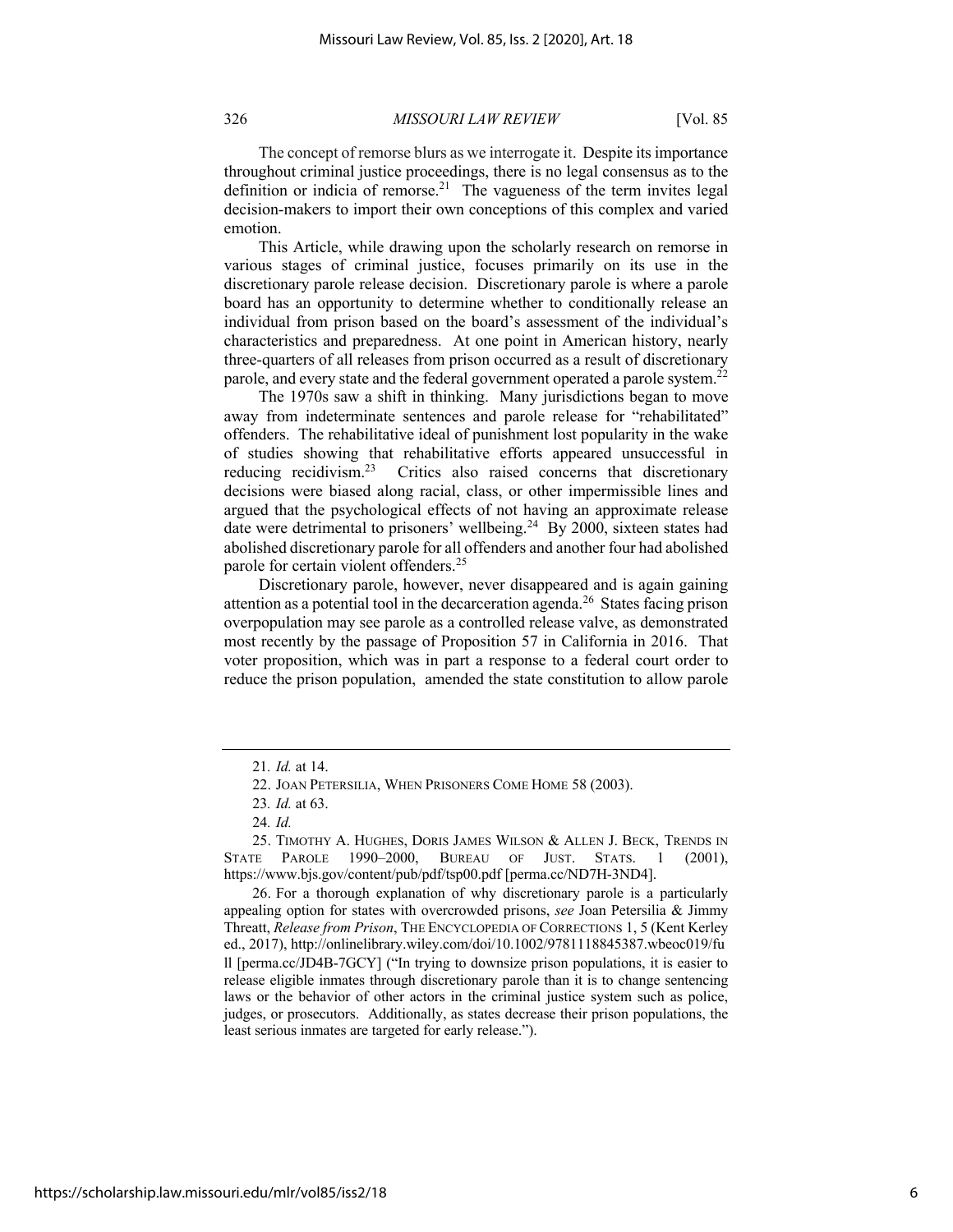The concept of remorse blurs as we interrogate it. Despite its importance throughout criminal justice proceedings, there is no legal consensus as to the definition or indicia of remorse.[21] The vagueness of the term invites legal decision-makers to import their own conceptions of this complex and varied emotion.

This Article, while drawing upon the scholarly research on remorse in various stages of criminal justice, focuses primarily on its use in the discretionary parole release decision. Discretionary parole is where a parole board has an opportunity to determine whether to conditionally release an individual from prison based on the board's assessment of the individual's characteristics and preparedness. At one point in American history, nearly three-quarters of all releases from prison occurred as a result of discretionary parole, and every state and the federal government operated a parole system.[22]

The 1970s saw a shift in thinking. Many jurisdictions began to move away from indeterminate sentences and parole release for "rehabilitated" offenders. The rehabilitative ideal of punishment lost popularity in the wake of studies showing that rehabilitative efforts appeared unsuccessful in reducing recidivism.[23] Critics also raised concerns that discretionary decisions were biased along racial, class, or other impermissible lines and argued that the psychological effects of not having an approximate release date were detrimental to prisoners' wellbeing.[24] By 2000, sixteen states had abolished discretionary parole for all offenders and another four had abolished parole for certain violent offenders.[25]

Discretionary parole, however, never disappeared and is again gaining attention as a potential tool in the decarceration agenda.[26] States facing prison overpopulation may see parole as a controlled release valve, as demonstrated most recently by the passage of Proposition 57 in California in 2016. That voter proposition, which was in part a response to a federal court order to reduce the prison population, amended the state constitution to allow parole

---

21. *Id.* at 14.

22. JOAN PETERSILIA, WHEN PRISONERS COME HOME 58 (2003).

23. *Id.* at 63.

24. *Id.*

25. TIMOTHY A. HUGHES, DORIS JAMES WILSON & ALLEN J. BECK, TRENDS IN STATE PAROLE 1990–2000, BUREAU OF JUST. STATS. 1 (2001), https://www.bjs.gov/content/pub/pdf/tsp00.pdf [perma.cc/ND7H-3ND4].

26. For a thorough explanation of why discretionary parole is a particularly appealing option for states with overcrowded prisons, *see* Joan Petersilia & Jimmy Threatt, *Release from Prison*, THE ENCYCLOPEDIA OF CORRECTIONS 1, 5 (Kent Kerley ed., 2017), http://onlinelibrary.wiley.com/doi/10.1002/9781118845387.wbeoc019/full [perma.cc/JD4B-7GCY] ("In trying to downsize prison populations, it is easier to release eligible inmates through discretionary parole than it is to change sentencing laws or the behavior of other actors in the criminal justice system such as police, judges, or prosecutors. Additionally, as states decrease their prison populations, the least serious inmates are targeted for early release.").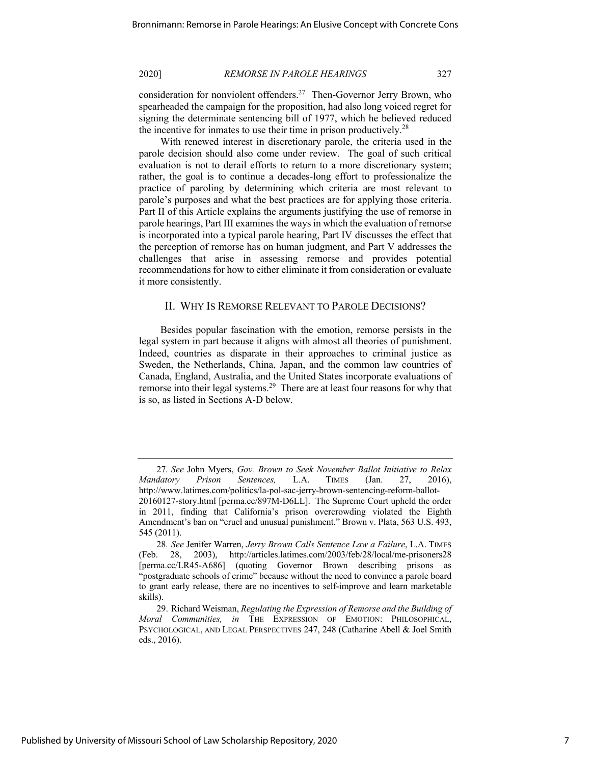consideration for nonviolent offenders.[27] Then-Governor Jerry Brown, who spearheaded the campaign for the proposition, had also long voiced regret for signing the determinate sentencing bill of 1977, which he believed reduced the incentive for inmates to use their time in prison productively.[28]

With renewed interest in discretionary parole, the criteria used in the parole decision should also come under review. The goal of such critical evaluation is not to derail efforts to return to a more discretionary system; rather, the goal is to continue a decades-long effort to professionalize the practice of paroling by determining which criteria are most relevant to parole's purposes and what the best practices are for applying those criteria. Part II of this Article explains the arguments justifying the use of remorse in parole hearings, Part III examines the ways in which the evaluation of remorse is incorporated into a typical parole hearing, Part IV discusses the effect that the perception of remorse has on human judgment, and Part V addresses the challenges that arise in assessing remorse and provides potential recommendations for how to either eliminate it from consideration or evaluate it more consistently.

## II. WHY IS REMORSE RELEVANT TO PAROLE DECISIONS?

Besides popular fascination with the emotion, remorse persists in the legal system in part because it aligns with almost all theories of punishment. Indeed, countries as disparate in their approaches to criminal justice as Sweden, the Netherlands, China, Japan, and the common law countries of Canada, England, Australia, and the United States incorporate evaluations of remorse into their legal systems.[29] There are at least four reasons for why that is so, as listed in Sections A-D below.

---

27. *See* John Myers, *Gov. Brown to Seek November Ballot Initiative to Relax Mandatory Prison Sentences,* L.A. TIMES (Jan. 27, 2016), http://www.latimes.com/politics/la-pol-sac-jerry-brown-sentencing-reform-ballot-20160127-story.html [perma.cc/897M-D6LL]. The Supreme Court upheld the order in 2011, finding that California's prison overcrowding violated the Eighth Amendment's ban on "cruel and unusual punishment." Brown v. Plata, 563 U.S. 493, 545 (2011).

28. *See* Jenifer Warren, *Jerry Brown Calls Sentence Law a Failure*, L.A. TIMES (Feb. 28, 2003), http://articles.latimes.com/2003/feb/28/local/me-prisoners28 [perma.cc/LR45-A686] (quoting Governor Brown describing prisons as "postgraduate schools of crime" because without the need to convince a parole board to grant early release, there are no incentives to self-improve and learn marketable skills).

29. Richard Weisman, *Regulating the Expression of Remorse and the Building of Moral Communities, in* THE EXPRESSION OF EMOTION: PHILOSOPHICAL, PSYCHOLOGICAL, AND LEGAL PERSPECTIVES 247, 248 (Catharine Abell & Joel Smith eds., 2016).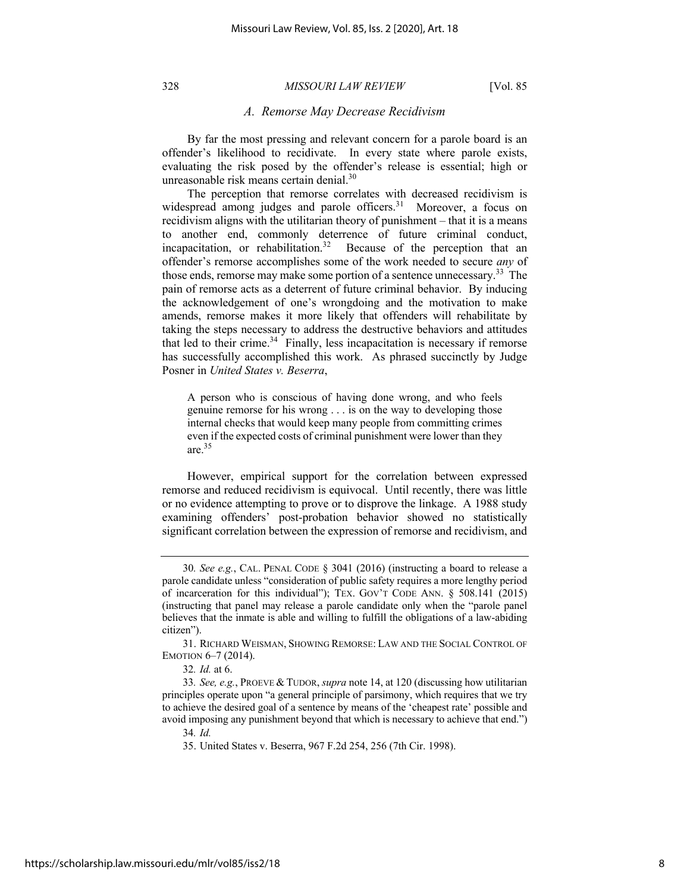### *A. Remorse May Decrease Recidivism*

By far the most pressing and relevant concern for a parole board is an offender's likelihood to recidivate. In every state where parole exists, evaluating the risk posed by the offender's release is essential; high or unreasonable risk means certain denial.[30]

The perception that remorse correlates with decreased recidivism is widespread among judges and parole officers.[31] Moreover, a focus on recidivism aligns with the utilitarian theory of punishment – that it is a means to another end, commonly deterrence of future criminal conduct, incapacitation, or rehabilitation.[32] Because of the perception that an offender's remorse accomplishes some of the work needed to secure *any* of those ends, remorse may make some portion of a sentence unnecessary.[33] The pain of remorse acts as a deterrent of future criminal behavior. By inducing the acknowledgement of one's wrongdoing and the motivation to make amends, remorse makes it more likely that offenders will rehabilitate by taking the steps necessary to address the destructive behaviors and attitudes that led to their crime.[34] Finally, less incapacitation is necessary if remorse has successfully accomplished this work. As phrased succinctly by Judge Posner in *United States v. Beserra*,

> A person who is conscious of having done wrong, and who feels genuine remorse for his wrong . . . is on the way to developing those internal checks that would keep many people from committing crimes even if the expected costs of criminal punishment were lower than they are.[35]

However, empirical support for the correlation between expressed remorse and reduced recidivism is equivocal. Until recently, there was little or no evidence attempting to prove or to disprove the linkage. A 1988 study examining offenders' post-probation behavior showed no statistically significant correlation between the expression of remorse and recidivism, and

---

30. *See e.g.*, CAL. PENAL CODE § 3041 (2016) (instructing a board to release a parole candidate unless "consideration of public safety requires a more lengthy period of incarceration for this individual"); TEX. GOV'T CODE ANN. § 508.141 (2015) (instructing that panel may release a parole candidate only when the "parole panel believes that the inmate is able and willing to fulfill the obligations of a law-abiding citizen").

31. RICHARD WEISMAN, SHOWING REMORSE: LAW AND THE SOCIAL CONTROL OF EMOTION 6–7 (2014).

32. *Id.* at 6.

33. *See, e.g.*, PROEVE & TUDOR, *supra* note 14, at 120 (discussing how utilitarian principles operate upon "a general principle of parsimony, which requires that we try to achieve the desired goal of a sentence by means of the 'cheapest rate' possible and avoid imposing any punishment beyond that which is necessary to achieve that end.")

34. *Id.*

35. United States v. Beserra, 967 F.2d 254, 256 (7th Cir. 1998).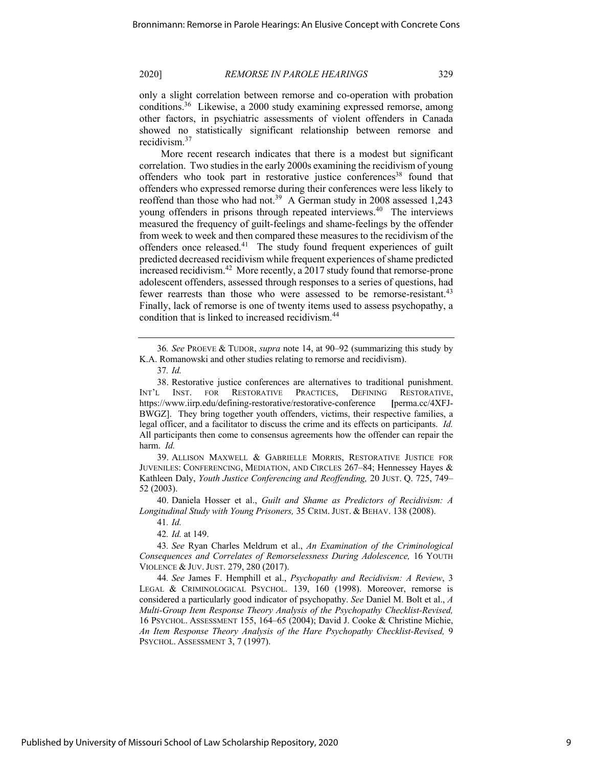only a slight correlation between remorse and co-operation with probation conditions.[36] Likewise, a 2000 study examining expressed remorse, among other factors, in psychiatric assessments of violent offenders in Canada showed no statistically significant relationship between remorse and recidivism.[37]

More recent research indicates that there is a modest but significant correlation. Two studies in the early 2000s examining the recidivism of young offenders who took part in restorative justice conferences[38] found that offenders who expressed remorse during their conferences were less likely to reoffend than those who had not.[39] A German study in 2008 assessed 1,243 young offenders in prisons through repeated interviews.[40] The interviews measured the frequency of guilt-feelings and shame-feelings by the offender from week to week and then compared these measures to the recidivism of the offenders once released.[41] The study found frequent experiences of guilt predicted decreased recidivism while frequent experiences of shame predicted increased recidivism.[42] More recently, a 2017 study found that remorse-prone adolescent offenders, assessed through responses to a series of questions, had fewer rearrests than those who were assessed to be remorse-resistant.[43] Finally, lack of remorse is one of twenty items used to assess psychopathy, a condition that is linked to increased recidivism.[44]

---

36. *See* PROEVE & TUDOR, *supra* note 14, at 90–92 (summarizing this study by K.A. Romanowski and other studies relating to remorse and recidivism).

37. *Id.*

38. Restorative justice conferences are alternatives to traditional punishment. INT'L INST. FOR RESTORATIVE PRACTICES, DEFINING RESTORATIVE, https://www.iirp.edu/defining-restorative/restorative-conference [perma.cc/4XFJ-BWGZ]. They bring together youth offenders, victims, their respective families, a legal officer, and a facilitator to discuss the crime and its effects on participants. *Id.* All participants then come to consensus agreements how the offender can repair the harm. *Id.*

39. ALLISON MAXWELL & GABRIELLE MORRIS, RESTORATIVE JUSTICE FOR JUVENILES: CONFERENCING, MEDIATION, AND CIRCLES 267–84; Hennessey Hayes & Kathleen Daly, *Youth Justice Conferencing and Reoffending,* 20 JUST. Q. 725, 749–52 (2003).

40. Daniela Hosser et al., *Guilt and Shame as Predictors of Recidivism: A Longitudinal Study with Young Prisoners,* 35 CRIM. JUST. & BEHAV. 138 (2008).

41. *Id.*

42. *Id.* at 149.

43. *See* Ryan Charles Meldrum et al., *An Examination of the Criminological Consequences and Correlates of Remorselessness During Adolescence,* 16 YOUTH VIOLENCE & JUV. JUST. 279, 280 (2017).

44. *See* James F. Hemphill et al., *Psychopathy and Recidivism: A Review*, 3 LEGAL & CRIMINOLOGICAL PSYCHOL. 139, 160 (1998). Moreover, remorse is considered a particularly good indicator of psychopathy. *See* Daniel M. Bolt et al., *A Multi-Group Item Response Theory Analysis of the Psychopathy Checklist-Revised,* 16 PSYCHOL. ASSESSMENT 155, 164–65 (2004); David J. Cooke & Christine Michie, *An Item Response Theory Analysis of the Hare Psychopathy Checklist-Revised,* 9 PSYCHOL. ASSESSMENT 3, 7 (1997).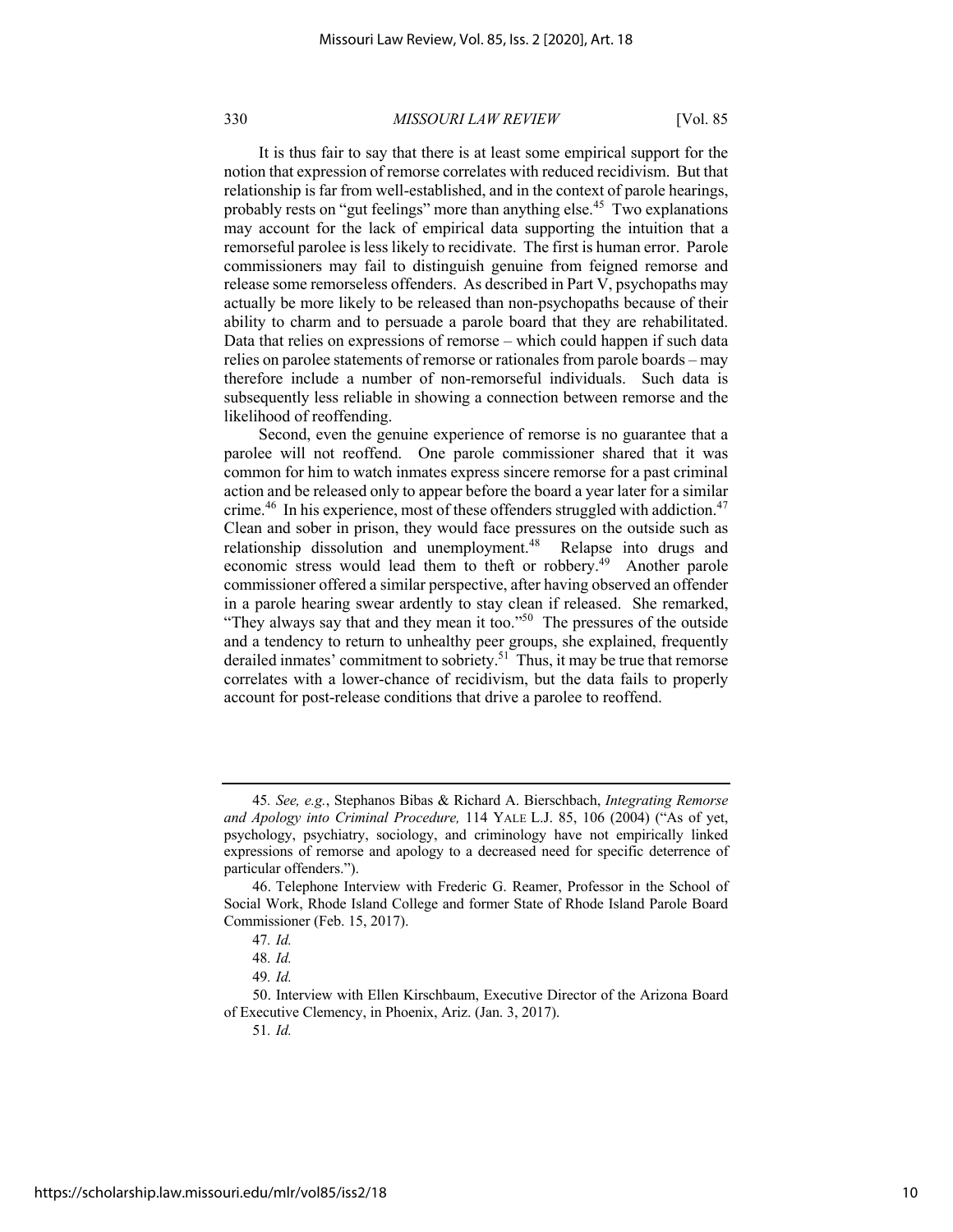It is thus fair to say that there is at least some empirical support for the notion that expression of remorse correlates with reduced recidivism. But that relationship is far from well-established, and in the context of parole hearings, probably rests on "gut feelings" more than anything else.[45] Two explanations may account for the lack of empirical data supporting the intuition that a remorseful parolee is less likely to recidivate. The first is human error. Parole commissioners may fail to distinguish genuine from feigned remorse and release some remorseless offenders. As described in Part V, psychopaths may actually be more likely to be released than non-psychopaths because of their ability to charm and to persuade a parole board that they are rehabilitated. Data that relies on expressions of remorse – which could happen if such data relies on parolee statements of remorse or rationales from parole boards – may therefore include a number of non-remorseful individuals. Such data is subsequently less reliable in showing a connection between remorse and the likelihood of reoffending.

Second, even the genuine experience of remorse is no guarantee that a parolee will not reoffend. One parole commissioner shared that it was common for him to watch inmates express sincere remorse for a past criminal action and be released only to appear before the board a year later for a similar crime.[46] In his experience, most of these offenders struggled with addiction.[47] Clean and sober in prison, they would face pressures on the outside such as relationship dissolution and unemployment.[48] Relapse into drugs and economic stress would lead them to theft or robbery.[49] Another parole commissioner offered a similar perspective, after having observed an offender in a parole hearing swear ardently to stay clean if released. She remarked, "They always say that and they mean it too."[50] The pressures of the outside and a tendency to return to unhealthy peer groups, she explained, frequently derailed inmates' commitment to sobriety.[51] Thus, it may be true that remorse correlates with a lower-chance of recidivism, but the data fails to properly account for post-release conditions that drive a parolee to reoffend.

---

45. *See, e.g.*, Stephanos Bibas & Richard A. Bierschbach, *Integrating Remorse and Apology into Criminal Procedure,* 114 YALE L.J. 85, 106 (2004) ("As of yet, psychology, psychiatry, sociology, and criminology have not empirically linked expressions of remorse and apology to a decreased need for specific deterrence of particular offenders.").

46. Telephone Interview with Frederic G. Reamer, Professor in the School of Social Work, Rhode Island College and former State of Rhode Island Parole Board Commissioner (Feb. 15, 2017).

47. *Id.*

48. *Id.*

49. *Id.*

50. Interview with Ellen Kirschbaum, Executive Director of the Arizona Board of Executive Clemency, in Phoenix, Ariz. (Jan. 3, 2017).

51. *Id.*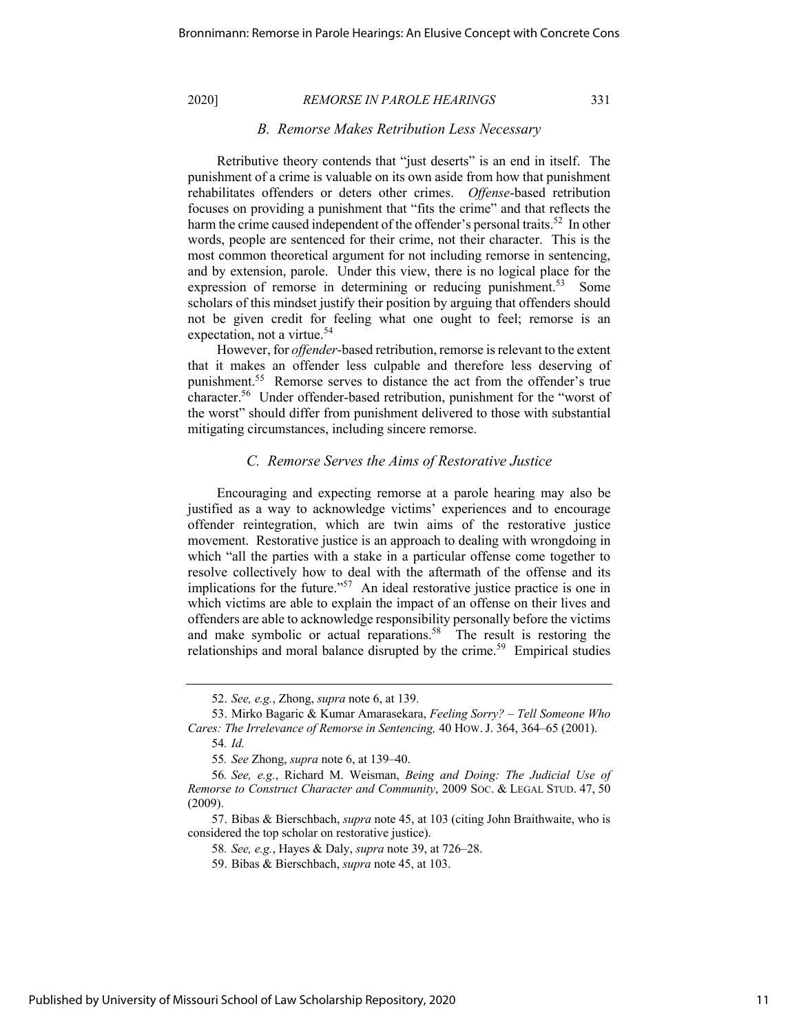### *B. Remorse Makes Retribution Less Necessary*

Retributive theory contends that "just deserts" is an end in itself. The punishment of a crime is valuable on its own aside from how that punishment rehabilitates offenders or deters other crimes. *Offense*-based retribution focuses on providing a punishment that "fits the crime" and that reflects the harm the crime caused independent of the offender's personal traits.[52] In other words, people are sentenced for their crime, not their character. This is the most common theoretical argument for not including remorse in sentencing, and by extension, parole. Under this view, there is no logical place for the expression of remorse in determining or reducing punishment.[53] Some scholars of this mindset justify their position by arguing that offenders should not be given credit for feeling what one ought to feel; remorse is an expectation, not a virtue.[54]

However, for *offender*-based retribution, remorse is relevant to the extent that it makes an offender less culpable and therefore less deserving of punishment.[55] Remorse serves to distance the act from the offender's true character.[56] Under offender-based retribution, punishment for the "worst of the worst" should differ from punishment delivered to those with substantial mitigating circumstances, including sincere remorse.

### *C. Remorse Serves the Aims of Restorative Justice*

Encouraging and expecting remorse at a parole hearing may also be justified as a way to acknowledge victims' experiences and to encourage offender reintegration, which are twin aims of the restorative justice movement. Restorative justice is an approach to dealing with wrongdoing in which "all the parties with a stake in a particular offense come together to resolve collectively how to deal with the aftermath of the offense and its implications for the future."[57] An ideal restorative justice practice is one in which victims are able to explain the impact of an offense on their lives and offenders are able to acknowledge responsibility personally before the victims and make symbolic or actual reparations.[58] The result is restoring the relationships and moral balance disrupted by the crime.[59] Empirical studies

---

52. *See, e.g.*, Zhong, *supra* note 6, at 139.

53. Mirko Bagaric & Kumar Amarasekara, *Feeling Sorry? – Tell Someone Who Cares: The Irrelevance of Remorse in Sentencing,* 40 HOW. J. 364, 364–65 (2001).

54. *Id.*

55. *See* Zhong, *supra* note 6, at 139–40.

56. *See, e.g.*, Richard M. Weisman, *Being and Doing: The Judicial Use of Remorse to Construct Character and Community*, 2009 SOC. & LEGAL STUD. 47, 50 (2009).

57. Bibas & Bierschbach, *supra* note 45, at 103 (citing John Braithwaite, who is considered the top scholar on restorative justice).

58. *See, e.g.*, Hayes & Daly, *supra* note 39, at 726–28.

59. Bibas & Bierschbach, *supra* note 45, at 103.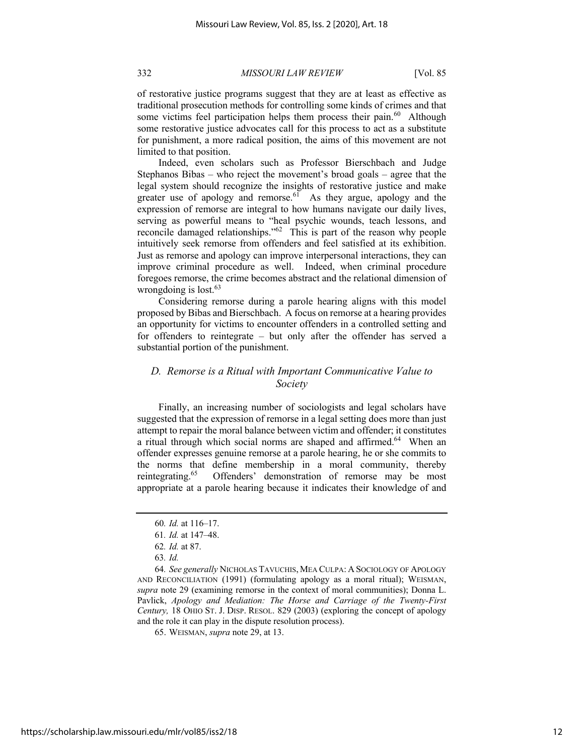of restorative justice programs suggest that they are at least as effective as traditional prosecution methods for controlling some kinds of crimes and that some victims feel participation helps them process their pain.[60] Although some restorative justice advocates call for this process to act as a substitute for punishment, a more radical position, the aims of this movement are not limited to that position.

Indeed, even scholars such as Professor Bierschbach and Judge Stephanos Bibas – who reject the movement's broad goals – agree that the legal system should recognize the insights of restorative justice and make greater use of apology and remorse.[61] As they argue, apology and the expression of remorse are integral to how humans navigate our daily lives, serving as powerful means to "heal psychic wounds, teach lessons, and reconcile damaged relationships."[62] This is part of the reason why people intuitively seek remorse from offenders and feel satisfied at its exhibition. Just as remorse and apology can improve interpersonal interactions, they can improve criminal procedure as well. Indeed, when criminal procedure foregoes remorse, the crime becomes abstract and the relational dimension of wrongdoing is lost.[63]

Considering remorse during a parole hearing aligns with this model proposed by Bibas and Bierschbach. A focus on remorse at a hearing provides an opportunity for victims to encounter offenders in a controlled setting and for offenders to reintegrate – but only after the offender has served a substantial portion of the punishment.

### *D. Remorse is a Ritual with Important Communicative Value to Society*

Finally, an increasing number of sociologists and legal scholars have suggested that the expression of remorse in a legal setting does more than just attempt to repair the moral balance between victim and offender; it constitutes a ritual through which social norms are shaped and affirmed.[64] When an offender expresses genuine remorse at a parole hearing, he or she commits to the norms that define membership in a moral community, thereby reintegrating.[65] Offenders' demonstration of remorse may be most appropriate at a parole hearing because it indicates their knowledge of and

---

60. *Id.* at 116–17.

61. *Id.* at 147–48.

62. *Id.* at 87.

63. *Id.*

64. *See generally* NICHOLAS TAVUCHIS, MEA CULPA: A SOCIOLOGY OF APOLOGY AND RECONCILIATION (1991) (formulating apology as a moral ritual); WEISMAN, *supra* note 29 (examining remorse in the context of moral communities); Donna L. Pavlick, *Apology and Mediation: The Horse and Carriage of the Twenty-First Century,* 18 OHIO ST. J. DISP. RESOL. 829 (2003) (exploring the concept of apology and the role it can play in the dispute resolution process).

65. WEISMAN, *supra* note 29, at 13.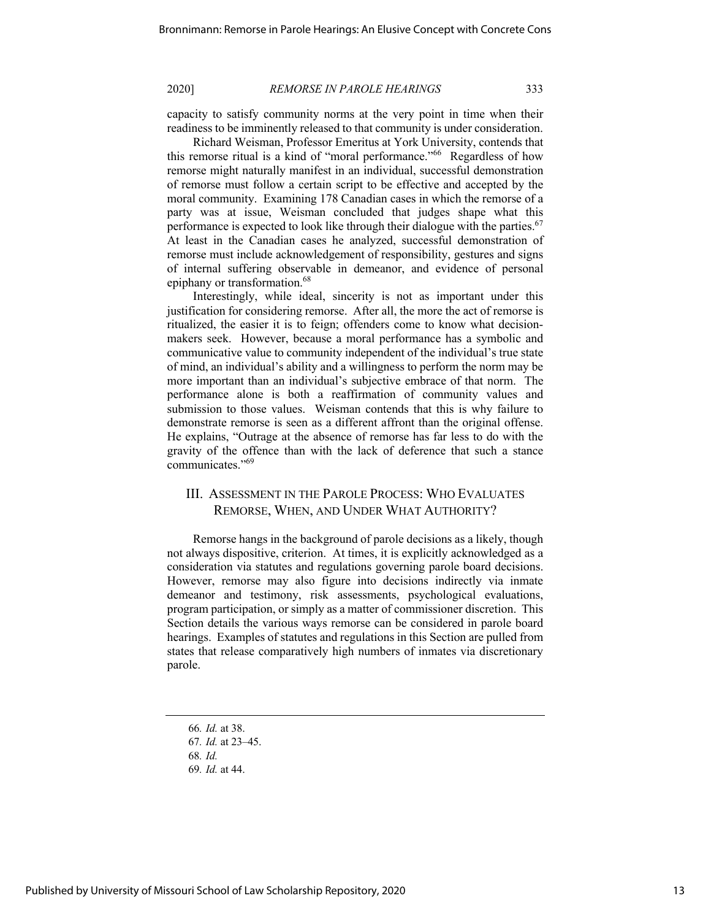capacity to satisfy community norms at the very point in time when their readiness to be imminently released to that community is under consideration.

Richard Weisman, Professor Emeritus at York University, contends that this remorse ritual is a kind of "moral performance."[66] Regardless of how remorse might naturally manifest in an individual, successful demonstration of remorse must follow a certain script to be effective and accepted by the moral community. Examining 178 Canadian cases in which the remorse of a party was at issue, Weisman concluded that judges shape what this performance is expected to look like through their dialogue with the parties.[67] At least in the Canadian cases he analyzed, successful demonstration of remorse must include acknowledgement of responsibility, gestures and signs of internal suffering observable in demeanor, and evidence of personal epiphany or transformation.[68]

Interestingly, while ideal, sincerity is not as important under this justification for considering remorse. After all, the more the act of remorse is ritualized, the easier it is to feign; offenders come to know what decision-makers seek. However, because a moral performance has a symbolic and communicative value to community independent of the individual's true state of mind, an individual's ability and a willingness to perform the norm may be more important than an individual's subjective embrace of that norm. The performance alone is both a reaffirmation of community values and submission to those values. Weisman contends that this is why failure to demonstrate remorse is seen as a different affront than the original offense. He explains, "Outrage at the absence of remorse has far less to do with the gravity of the offence than with the lack of deference that such a stance communicates."[69]

## III. Assessment in the Parole Process: Who Evaluates Remorse, When, and Under What Authority?

Remorse hangs in the background of parole decisions as a likely, though not always dispositive, criterion. At times, it is explicitly acknowledged as a consideration via statutes and regulations governing parole board decisions. However, remorse may also figure into decisions indirectly via inmate demeanor and testimony, risk assessments, psychological evaluations, program participation, or simply as a matter of commissioner discretion. This Section details the various ways remorse can be considered in parole board hearings. Examples of statutes and regulations in this Section are pulled from states that release comparatively high numbers of inmates via discretionary parole.

---

66. *Id.* at 38.

67. *Id.* at 23–45.

68. *Id.*

69. *Id.* at 44.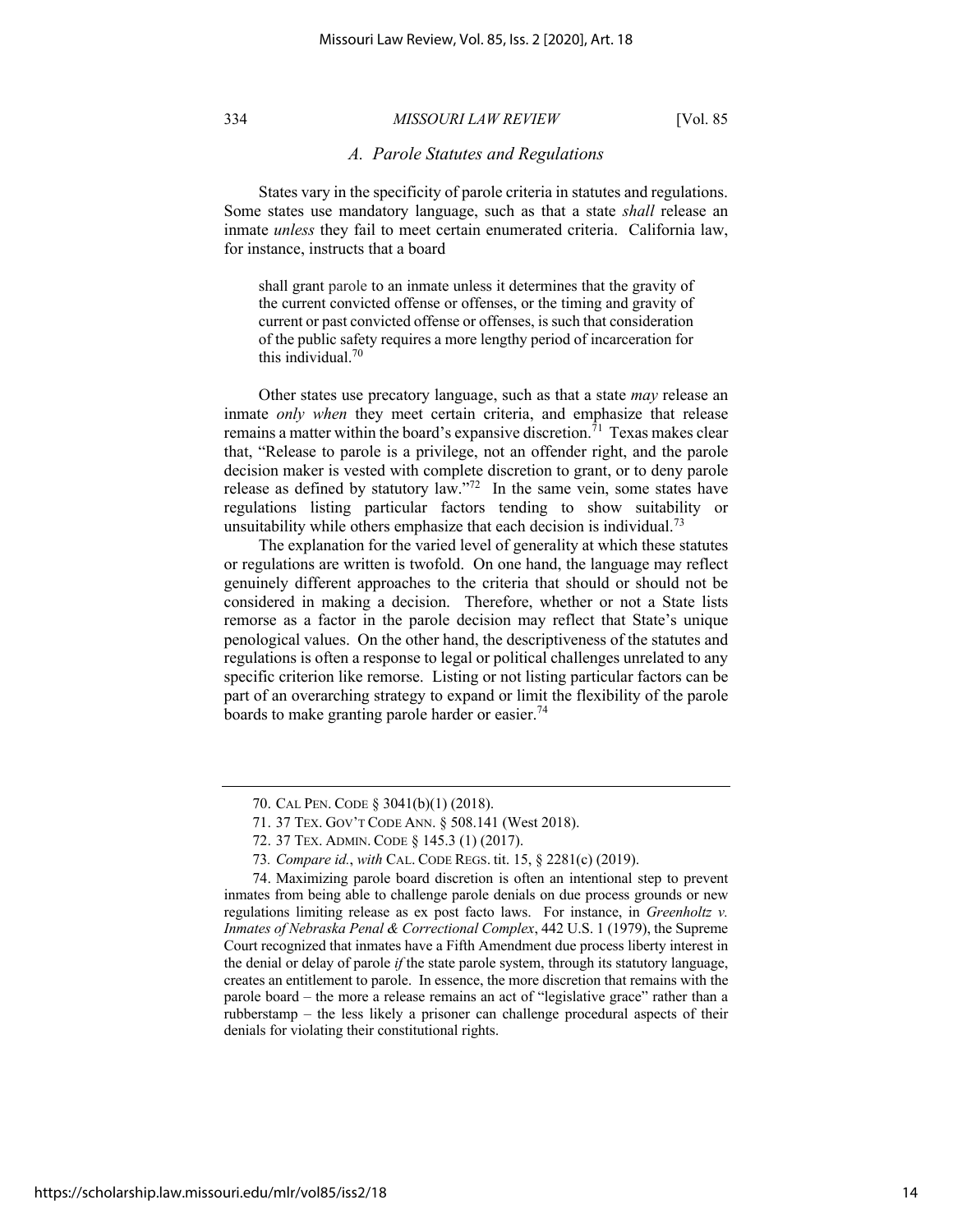### *A. Parole Statutes and Regulations*

States vary in the specificity of parole criteria in statutes and regulations. Some states use mandatory language, such as that a state *shall* release an inmate *unless* they fail to meet certain enumerated criteria. California law, for instance, instructs that a board

> shall grant parole to an inmate unless it determines that the gravity of the current convicted offense or offenses, or the timing and gravity of current or past convicted offense or offenses, is such that consideration of the public safety requires a more lengthy period of incarceration for this individual.[70]

Other states use precatory language, such as that a state *may* release an inmate *only when* they meet certain criteria, and emphasize that release remains a matter within the board's expansive discretion.[71] Texas makes clear that, "Release to parole is a privilege, not an offender right, and the parole decision maker is vested with complete discretion to grant, or to deny parole release as defined by statutory law."[72] In the same vein, some states have regulations listing particular factors tending to show suitability or unsuitability while others emphasize that each decision is individual.[73]

The explanation for the varied level of generality at which these statutes or regulations are written is twofold. On one hand, the language may reflect genuinely different approaches to the criteria that should or should not be considered in making a decision. Therefore, whether or not a State lists remorse as a factor in the parole decision may reflect that State's unique penological values. On the other hand, the descriptiveness of the statutes and regulations is often a response to legal or political challenges unrelated to any specific criterion like remorse. Listing or not listing particular factors can be part of an overarching strategy to expand or limit the flexibility of the parole boards to make granting parole harder or easier.[74]

---

70. CAL PEN. CODE § 3041(b)(1) (2018).

71. 37 TEX. GOV'T CODE ANN. § 508.141 (West 2018).

72. 37 TEX. ADMIN. CODE § 145.3 (1) (2017).

73. *Compare id.*, *with* CAL. CODE REGS. tit. 15, § 2281(c) (2019).

74. Maximizing parole board discretion is often an intentional step to prevent inmates from being able to challenge parole denials on due process grounds or new regulations limiting release as ex post facto laws. For instance, in *Greenholtz v. Inmates of Nebraska Penal & Correctional Complex*, 442 U.S. 1 (1979), the Supreme Court recognized that inmates have a Fifth Amendment due process liberty interest in the denial or delay of parole *if* the state parole system, through its statutory language, creates an entitlement to parole. In essence, the more discretion that remains with the parole board – the more a release remains an act of "legislative grace" rather than a rubberstamp – the less likely a prisoner can challenge procedural aspects of their denials for violating their constitutional rights.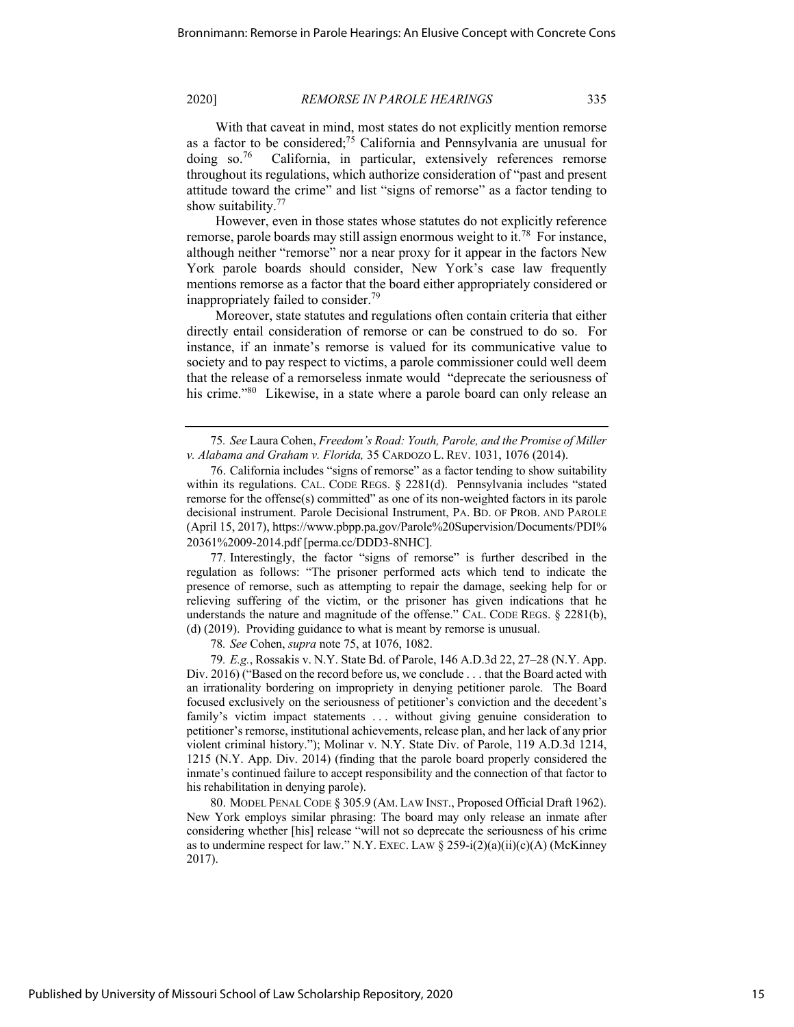With that caveat in mind, most states do not explicitly mention remorse as a factor to be considered;[75] California and Pennsylvania are unusual for doing so.[76] California, in particular, extensively references remorse throughout its regulations, which authorize consideration of "past and present attitude toward the crime" and list "signs of remorse" as a factor tending to show suitability.[77]

However, even in those states whose statutes do not explicitly reference remorse, parole boards may still assign enormous weight to it.[78] For instance, although neither "remorse" nor a near proxy for it appear in the factors New York parole boards should consider, New York's case law frequently mentions remorse as a factor that the board either appropriately considered or inappropriately failed to consider.[79]

Moreover, state statutes and regulations often contain criteria that either directly entail consideration of remorse or can be construed to do so. For instance, if an inmate's remorse is valued for its communicative value to society and to pay respect to victims, a parole commissioner could well deem that the release of a remorseless inmate would "deprecate the seriousness of his crime."[80] Likewise, in a state where a parole board can only release an

---

75. *See* Laura Cohen, *Freedom's Road: Youth, Parole, and the Promise of Miller v. Alabama and Graham v. Florida,* 35 CARDOZO L. REV. 1031, 1076 (2014).

76. California includes "signs of remorse" as a factor tending to show suitability within its regulations. CAL. CODE REGS. § 2281(d). Pennsylvania includes "stated remorse for the offense(s) committed" as one of its non-weighted factors in its parole decisional instrument. Parole Decisional Instrument, PA. BD. OF PROB. AND PAROLE (April 15, 2017), https://www.pbpp.pa.gov/Parole%20Supervision/Documents/PDI%20361%2009-2014.pdf [perma.cc/DDD3-8NHC].

77. Interestingly, the factor "signs of remorse" is further described in the regulation as follows: "The prisoner performed acts which tend to indicate the presence of remorse, such as attempting to repair the damage, seeking help for or relieving suffering of the victim, or the prisoner has given indications that he understands the nature and magnitude of the offense." CAL. CODE REGS. § 2281(b), (d) (2019). Providing guidance to what is meant by remorse is unusual.

78. *See* Cohen, *supra* note 75, at 1076, 1082.

79. *E.g.*, Rossakis v. N.Y. State Bd. of Parole, 146 A.D.3d 22, 27–28 (N.Y. App. Div. 2016) ("Based on the record before us, we conclude . . . that the Board acted with an irrationality bordering on impropriety in denying petitioner parole. The Board focused exclusively on the seriousness of petitioner's conviction and the decedent's family's victim impact statements . . . without giving genuine consideration to petitioner's remorse, institutional achievements, release plan, and her lack of any prior violent criminal history."); Molinar v. N.Y. State Div. of Parole, 119 A.D.3d 1214, 1215 (N.Y. App. Div. 2014) (finding that the parole board properly considered the inmate's continued failure to accept responsibility and the connection of that factor to his rehabilitation in denying parole).

80. MODEL PENAL CODE § 305.9 (AM. LAW INST., Proposed Official Draft 1962). New York employs similar phrasing: The board may only release an inmate after considering whether [his] release "will not so deprecate the seriousness of his crime as to undermine respect for law." N.Y. EXEC. LAW § 259-i(2)(a)(ii)(c)(A) (McKinney 2017).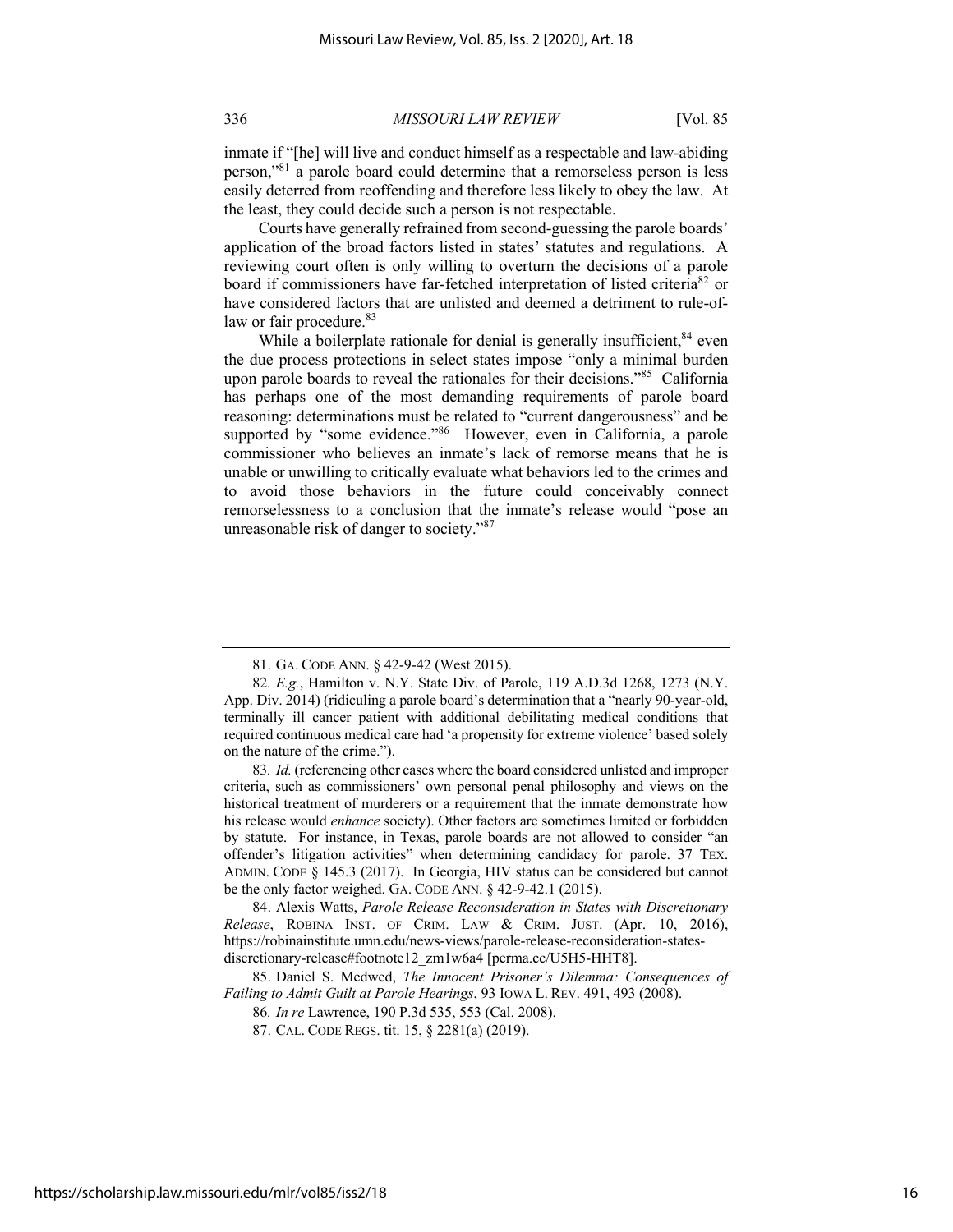inmate if "[he] will live and conduct himself as a respectable and law-abiding person,"[81] a parole board could determine that a remorseless person is less easily deterred from reoffending and therefore less likely to obey the law. At the least, they could decide such a person is not respectable.

Courts have generally refrained from second-guessing the parole boards' application of the broad factors listed in states' statutes and regulations. A reviewing court often is only willing to overturn the decisions of a parole board if commissioners have far-fetched interpretation of listed criteria[82] or have considered factors that are unlisted and deemed a detriment to rule-of-law or fair procedure.[83]

While a boilerplate rationale for denial is generally insufficient,[84] even the due process protections in select states impose "only a minimal burden upon parole boards to reveal the rationales for their decisions."[85] California has perhaps one of the most demanding requirements of parole board reasoning: determinations must be related to "current dangerousness" and be supported by "some evidence."[86] However, even in California, a parole commissioner who believes an inmate's lack of remorse means that he is unable or unwilling to critically evaluate what behaviors led to the crimes and to avoid those behaviors in the future could conceivably connect remorselessness to a conclusion that the inmate's release would "pose an unreasonable risk of danger to society."[87]

---

81. GA. CODE ANN. § 42-9-42 (West 2015).

82. *E.g.*, Hamilton v. N.Y. State Div. of Parole, 119 A.D.3d 1268, 1273 (N.Y. App. Div. 2014) (ridiculing a parole board's determination that a "nearly 90-year-old, terminally ill cancer patient with additional debilitating medical conditions that required continuous medical care had 'a propensity for extreme violence' based solely on the nature of the crime.").

83. *Id.* (referencing other cases where the board considered unlisted and improper criteria, such as commissioners' own personal penal philosophy and views on the historical treatment of murderers or a requirement that the inmate demonstrate how his release would *enhance* society). Other factors are sometimes limited or forbidden by statute. For instance, in Texas, parole boards are not allowed to consider "an offender's litigation activities" when determining candidacy for parole. 37 TEX. ADMIN. CODE § 145.3 (2017). In Georgia, HIV status can be considered but cannot be the only factor weighed. GA. CODE ANN. § 42-9-42.1 (2015).

84. Alexis Watts, *Parole Release Reconsideration in States with Discretionary Release*, ROBINA INST. OF CRIM. LAW & CRIM. JUST. (Apr. 10, 2016), https://robinainstitute.umn.edu/news-views/parole-release-reconsideration-states-discretionary-release#footnote12_zm1w6a4 [perma.cc/U5H5-HHT8].

85. Daniel S. Medwed, *The Innocent Prisoner's Dilemma: Consequences of Failing to Admit Guilt at Parole Hearings*, 93 IOWA L. REV. 491, 493 (2008).

86. *In re* Lawrence, 190 P.3d 535, 553 (Cal. 2008).

87. CAL. CODE REGS. tit. 15, § 2281(a) (2019).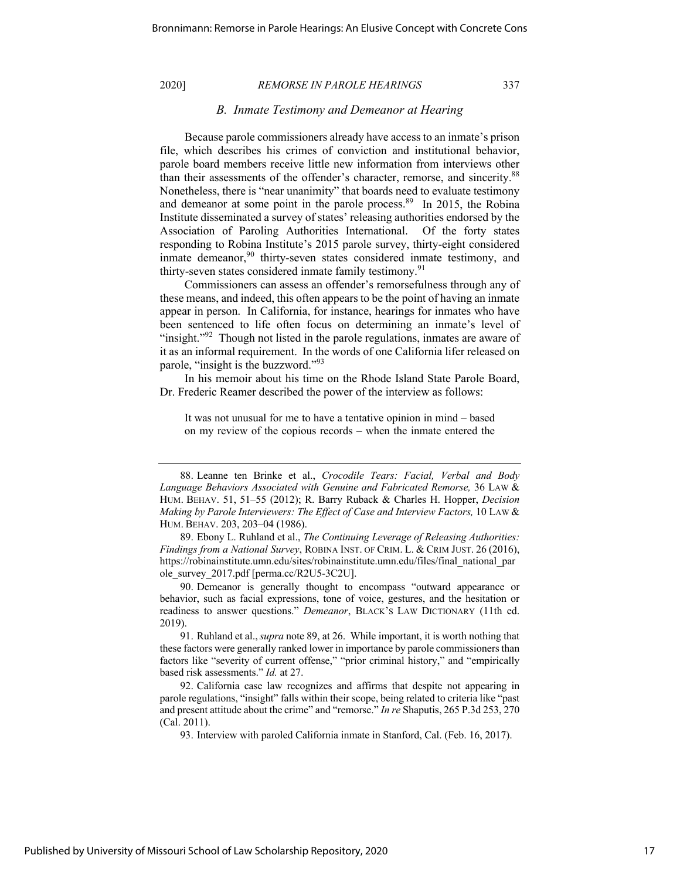### B. Inmate Testimony and Demeanor at Hearing

Because parole commissioners already have access to an inmate's prison file, which describes his crimes of conviction and institutional behavior, parole board members receive little new information from interviews other than their assessments of the offender's character, remorse, and sincerity.[88] Nonetheless, there is "near unanimity" that boards need to evaluate testimony and demeanor at some point in the parole process.[89] In 2015, the Robina Institute disseminated a survey of states' releasing authorities endorsed by the Association of Paroling Authorities International. Of the forty states responding to Robina Institute's 2015 parole survey, thirty-eight considered inmate demeanor,[90] thirty-seven states considered inmate testimony, and thirty-seven states considered inmate family testimony.[91]

Commissioners can assess an offender's remorsefulness through any of these means, and indeed, this often appears to be the point of having an inmate appear in person. In California, for instance, hearings for inmates who have been sentenced to life often focus on determining an inmate's level of "insight."[92] Though not listed in the parole regulations, inmates are aware of it as an informal requirement. In the words of one California lifer released on parole, "insight is the buzzword."[93]

In his memoir about his time on the Rhode Island State Parole Board, Dr. Frederic Reamer described the power of the interview as follows:

> It was not unusual for me to have a tentative opinion in mind – based on my review of the copious records – when the inmate entered the

---

88. Leanne ten Brinke et al., *Crocodile Tears: Facial, Verbal and Body Language Behaviors Associated with Genuine and Fabricated Remorse,* 36 LAW & HUM. BEHAV. 51, 51–55 (2012); R. Barry Ruback & Charles H. Hopper, *Decision Making by Parole Interviewers: The Effect of Case and Interview Factors,* 10 LAW & HUM. BEHAV. 203, 203–04 (1986).

89. Ebony L. Ruhland et al., *The Continuing Leverage of Releasing Authorities: Findings from a National Survey*, ROBINA INST. OF CRIM. L. & CRIM JUST. 26 (2016), https://robinainstitute.umn.edu/sites/robinainstitute.umn.edu/files/final_national_parole_survey_2017.pdf [perma.cc/R2U5-3C2U].

90. Demeanor is generally thought to encompass "outward appearance or behavior, such as facial expressions, tone of voice, gestures, and the hesitation or readiness to answer questions." *Demeanor*, BLACK'S LAW DICTIONARY (11th ed. 2019).

91. Ruhland et al., *supra* note 89, at 26. While important, it is worth nothing that these factors were generally ranked lower in importance by parole commissioners than factors like "severity of current offense," "prior criminal history," and "empirically based risk assessments." *Id.* at 27.

92. California case law recognizes and affirms that despite not appearing in parole regulations, "insight" falls within their scope, being related to criteria like "past and present attitude about the crime" and "remorse." *In re* Shaputis, 265 P.3d 253, 270 (Cal. 2011).

93. Interview with paroled California inmate in Stanford, Cal. (Feb. 16, 2017).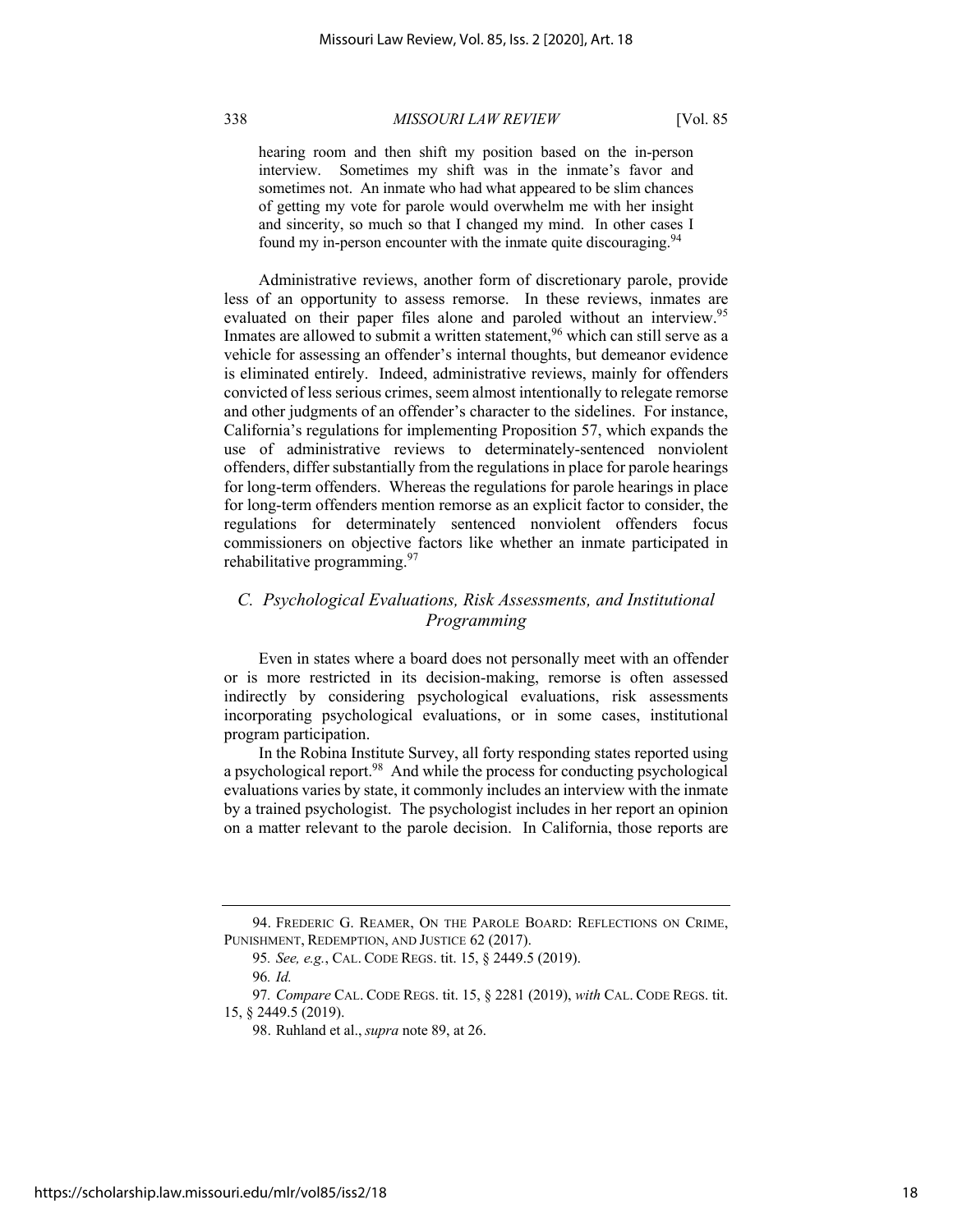hearing room and then shift my position based on the in-person interview. Sometimes my shift was in the inmate's favor and sometimes not. An inmate who had what appeared to be slim chances of getting my vote for parole would overwhelm me with her insight and sincerity, so much so that I changed my mind. In other cases I found my in-person encounter with the inmate quite discouraging.[94]

Administrative reviews, another form of discretionary parole, provide less of an opportunity to assess remorse. In these reviews, inmates are evaluated on their paper files alone and paroled without an interview.[95] Inmates are allowed to submit a written statement,[96] which can still serve as a vehicle for assessing an offender's internal thoughts, but demeanor evidence is eliminated entirely. Indeed, administrative reviews, mainly for offenders convicted of less serious crimes, seem almost intentionally to relegate remorse and other judgments of an offender's character to the sidelines. For instance, California's regulations for implementing Proposition 57, which expands the use of administrative reviews to determinately-sentenced nonviolent offenders, differ substantially from the regulations in place for parole hearings for long-term offenders. Whereas the regulations for parole hearings in place for long-term offenders mention remorse as an explicit factor to consider, the regulations for determinately sentenced nonviolent offenders focus commissioners on objective factors like whether an inmate participated in rehabilitative programming.[97]

### *C. Psychological Evaluations, Risk Assessments, and Institutional Programming*

Even in states where a board does not personally meet with an offender or is more restricted in its decision-making, remorse is often assessed indirectly by considering psychological evaluations, risk assessments incorporating psychological evaluations, or in some cases, institutional program participation.

In the Robina Institute Survey, all forty responding states reported using a psychological report.[98] And while the process for conducting psychological evaluations varies by state, it commonly includes an interview with the inmate by a trained psychologist. The psychologist includes in her report an opinion on a matter relevant to the parole decision. In California, those reports are

---

94. FREDERIC G. REAMER, ON THE PAROLE BOARD: REFLECTIONS ON CRIME, PUNISHMENT, REDEMPTION, AND JUSTICE 62 (2017).

95. *See, e.g.*, CAL. CODE REGS. tit. 15, § 2449.5 (2019).

96. *Id.*

97. *Compare* CAL. CODE REGS. tit. 15, § 2281 (2019), *with* CAL. CODE REGS. tit. 15, § 2449.5 (2019).

98. Ruhland et al., *supra* note 89, at 26.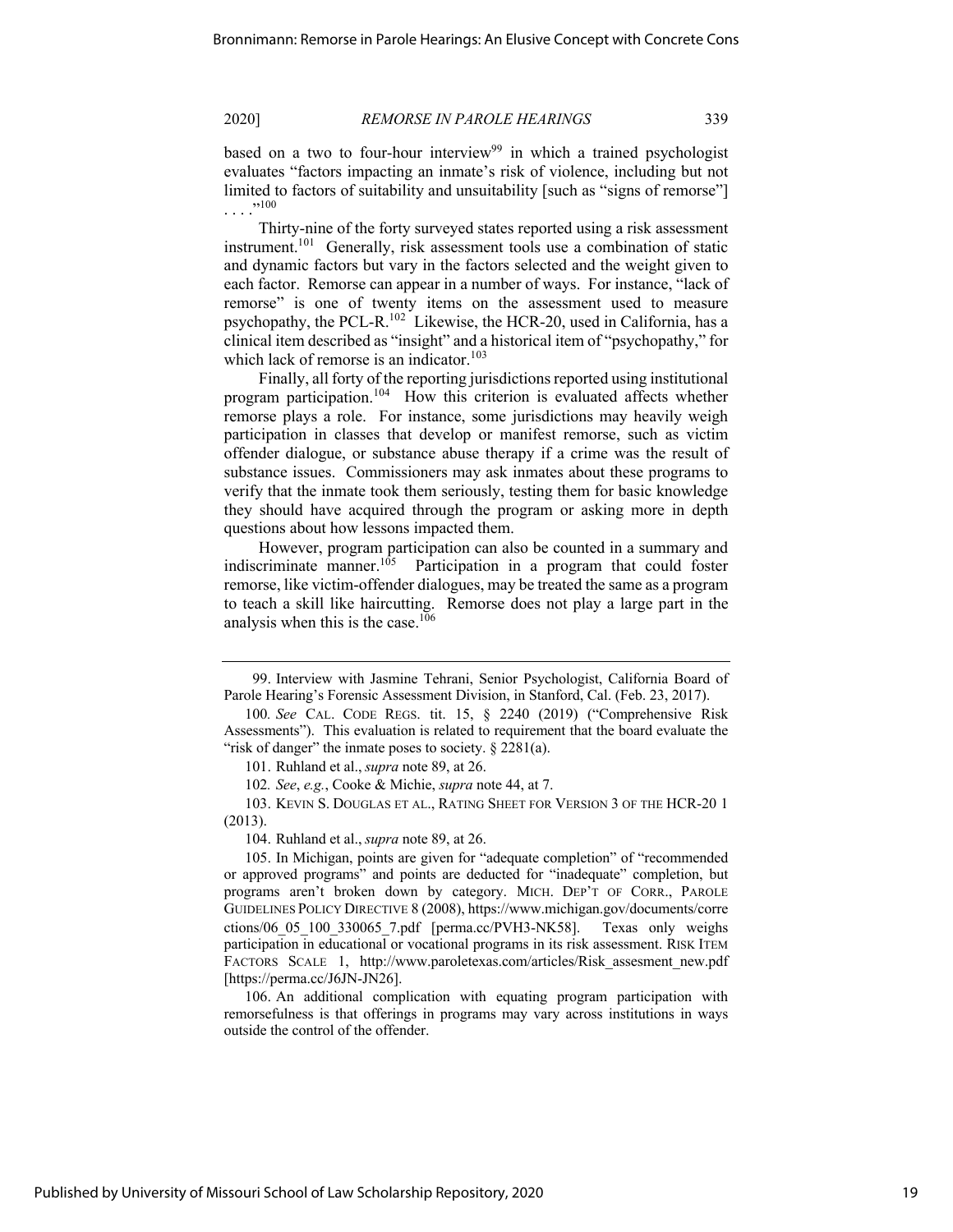based on a two to four-hour interview[99] in which a trained psychologist evaluates "factors impacting an inmate's risk of violence, including but not limited to factors of suitability and unsuitability [such as "signs of remorse"] . . . ."[100]

Thirty-nine of the forty surveyed states reported using a risk assessment instrument.[101] Generally, risk assessment tools use a combination of static and dynamic factors but vary in the factors selected and the weight given to each factor. Remorse can appear in a number of ways. For instance, "lack of remorse" is one of twenty items on the assessment used to measure psychopathy, the PCL-R.[102] Likewise, the HCR-20, used in California, has a clinical item described as "insight" and a historical item of "psychopathy," for which lack of remorse is an indicator.[103]

Finally, all forty of the reporting jurisdictions reported using institutional program participation.[104] How this criterion is evaluated affects whether remorse plays a role. For instance, some jurisdictions may heavily weigh participation in classes that develop or manifest remorse, such as victim offender dialogue, or substance abuse therapy if a crime was the result of substance issues. Commissioners may ask inmates about these programs to verify that the inmate took them seriously, testing them for basic knowledge they should have acquired through the program or asking more in depth questions about how lessons impacted them.

However, program participation can also be counted in a summary and indiscriminate manner.[105] Participation in a program that could foster remorse, like victim-offender dialogues, may be treated the same as a program to teach a skill like haircutting. Remorse does not play a large part in the analysis when this is the case.[106]

---

99. Interview with Jasmine Tehrani, Senior Psychologist, California Board of Parole Hearing's Forensic Assessment Division, in Stanford, Cal. (Feb. 23, 2017).

100. *See* CAL. CODE REGS. tit. 15, § 2240 (2019) ("Comprehensive Risk Assessments"). This evaluation is related to requirement that the board evaluate the "risk of danger" the inmate poses to society. § 2281(a).

101. Ruhland et al., *supra* note 89, at 26.

102. *See*, *e.g.*, Cooke & Michie, *supra* note 44, at 7.

103. KEVIN S. DOUGLAS ET AL., RATING SHEET FOR VERSION 3 OF THE HCR-20 1 (2013).

104. Ruhland et al., *supra* note 89, at 26.

105. In Michigan, points are given for "adequate completion" of "recommended or approved programs" and points are deducted for "inadequate" completion, but programs aren't broken down by category. MICH. DEP'T OF CORR., PAROLE GUIDELINES POLICY DIRECTIVE 8 (2008), https://www.michigan.gov/documents/corrections/06_05_100_330065_7.pdf [perma.cc/PVH3-NK58]. Texas only weighs participation in educational or vocational programs in its risk assessment. RISK ITEM FACTORS SCALE 1, http://www.paroletexas.com/articles/Risk_assesment_new.pdf [https://perma.cc/J6JN-JN26].

106. An additional complication with equating program participation with remorsefulness is that offerings in programs may vary across institutions in ways outside the control of the offender.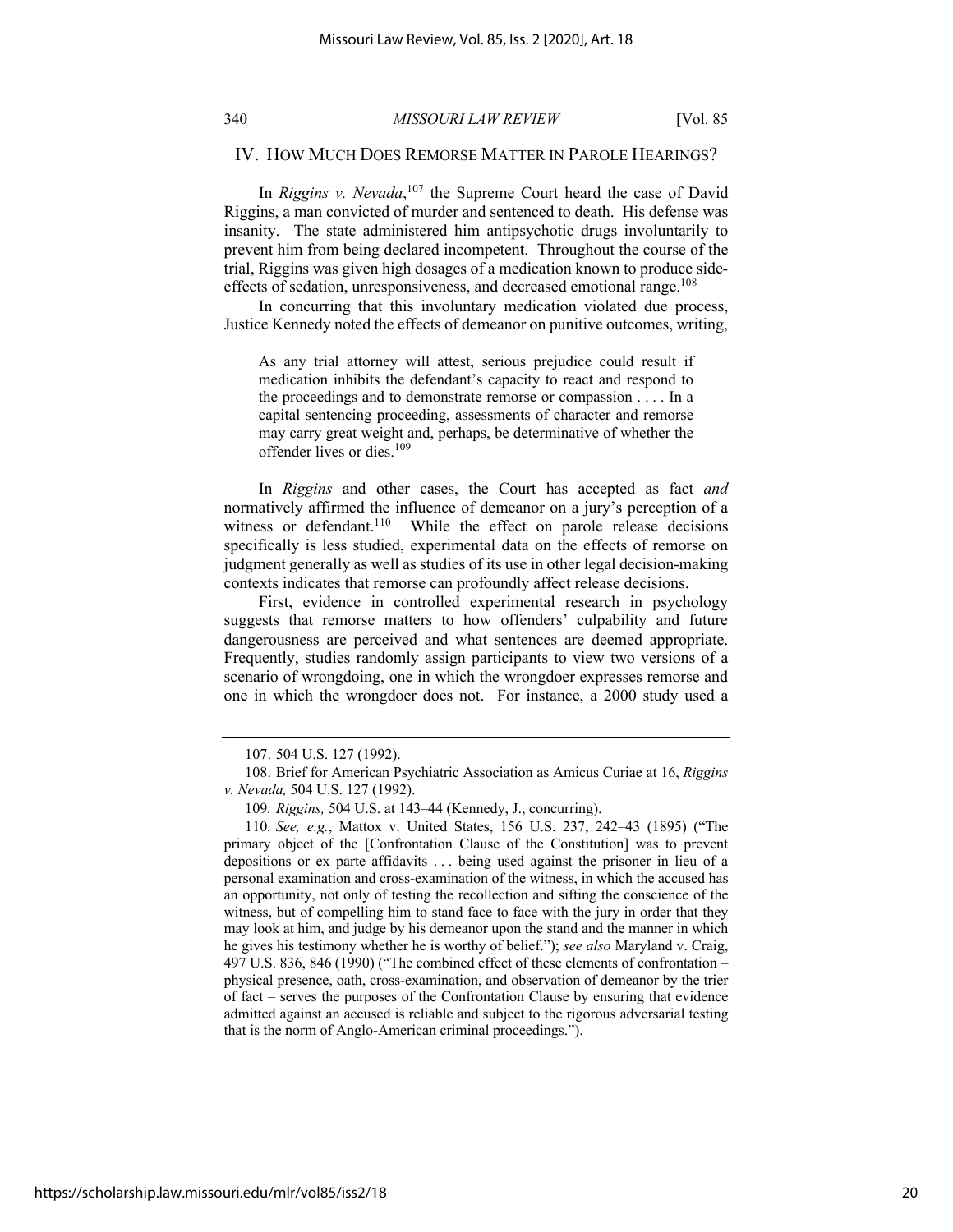## IV. HOW MUCH DOES REMORSE MATTER IN PAROLE HEARINGS?

In *Riggins v. Nevada*,[107] the Supreme Court heard the case of David Riggins, a man convicted of murder and sentenced to death. His defense was insanity. The state administered him antipsychotic drugs involuntarily to prevent him from being declared incompetent. Throughout the course of the trial, Riggins was given high dosages of a medication known to produce side-effects of sedation, unresponsiveness, and decreased emotional range.[108]

In concurring that this involuntary medication violated due process, Justice Kennedy noted the effects of demeanor on punitive outcomes, writing,

> As any trial attorney will attest, serious prejudice could result if medication inhibits the defendant's capacity to react and respond to the proceedings and to demonstrate remorse or compassion . . . . In a capital sentencing proceeding, assessments of character and remorse may carry great weight and, perhaps, be determinative of whether the offender lives or dies.[109]

In *Riggins* and other cases, the Court has accepted as fact *and* normatively affirmed the influence of demeanor on a jury's perception of a witness or defendant.[110] While the effect on parole release decisions specifically is less studied, experimental data on the effects of remorse on judgment generally as well as studies of its use in other legal decision-making contexts indicates that remorse can profoundly affect release decisions.

First, evidence in controlled experimental research in psychology suggests that remorse matters to how offenders' culpability and future dangerousness are perceived and what sentences are deemed appropriate. Frequently, studies randomly assign participants to view two versions of a scenario of wrongdoing, one in which the wrongdoer expresses remorse and one in which the wrongdoer does not. For instance, a 2000 study used a

---

107. 504 U.S. 127 (1992).

108. Brief for American Psychiatric Association as Amicus Curiae at 16, *Riggins v. Nevada,* 504 U.S. 127 (1992).

109. *Riggins,* 504 U.S. at 143–44 (Kennedy, J., concurring).

110. *See, e.g.*, Mattox v. United States, 156 U.S. 237, 242–43 (1895) ("The primary object of the [Confrontation Clause of the Constitution] was to prevent depositions or ex parte affidavits . . . being used against the prisoner in lieu of a personal examination and cross-examination of the witness, in which the accused has an opportunity, not only of testing the recollection and sifting the conscience of the witness, but of compelling him to stand face to face with the jury in order that they may look at him, and judge by his demeanor upon the stand and the manner in which he gives his testimony whether he is worthy of belief."); *see also* Maryland v. Craig, 497 U.S. 836, 846 (1990) ("The combined effect of these elements of confrontation – physical presence, oath, cross-examination, and observation of demeanor by the trier of fact – serves the purposes of the Confrontation Clause by ensuring that evidence admitted against an accused is reliable and subject to the rigorous adversarial testing that is the norm of Anglo-American criminal proceedings.").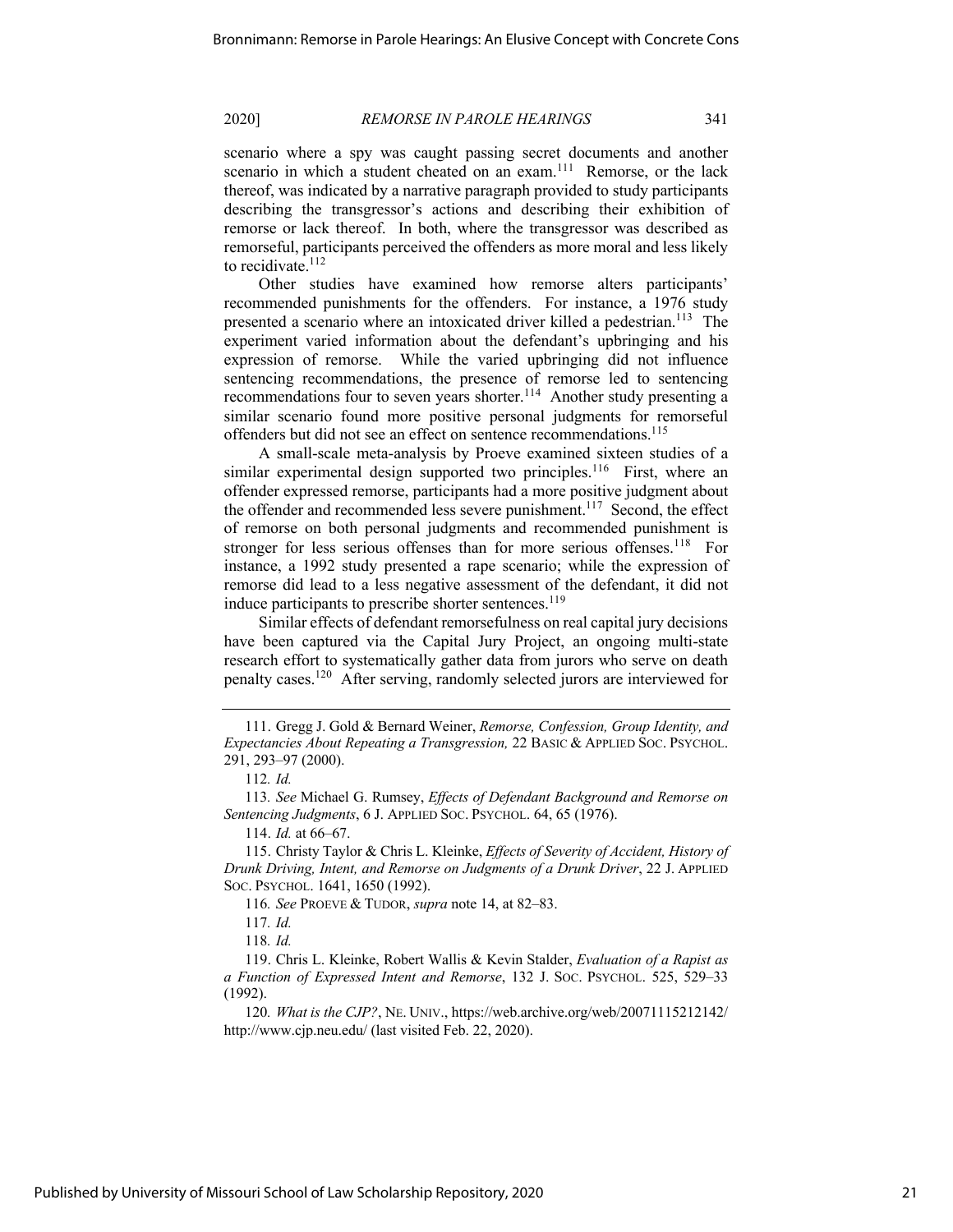scenario where a spy was caught passing secret documents and another scenario in which a student cheated on an exam.[111] Remorse, or the lack thereof, was indicated by a narrative paragraph provided to study participants describing the transgressor's actions and describing their exhibition of remorse or lack thereof. In both, where the transgressor was described as remorseful, participants perceived the offenders as more moral and less likely to recidivate.[112]

Other studies have examined how remorse alters participants' recommended punishments for the offenders. For instance, a 1976 study presented a scenario where an intoxicated driver killed a pedestrian.[113] The experiment varied information about the defendant's upbringing and his expression of remorse. While the varied upbringing did not influence sentencing recommendations, the presence of remorse led to sentencing recommendations four to seven years shorter.[114] Another study presenting a similar scenario found more positive personal judgments for remorseful offenders but did not see an effect on sentence recommendations.[115]

A small-scale meta-analysis by Proeve examined sixteen studies of a similar experimental design supported two principles.[116] First, where an offender expressed remorse, participants had a more positive judgment about the offender and recommended less severe punishment.[117] Second, the effect of remorse on both personal judgments and recommended punishment is stronger for less serious offenses than for more serious offenses.[118] For instance, a 1992 study presented a rape scenario; while the expression of remorse did lead to a less negative assessment of the defendant, it did not induce participants to prescribe shorter sentences.[119]

Similar effects of defendant remorsefulness on real capital jury decisions have been captured via the Capital Jury Project, an ongoing multi-state research effort to systematically gather data from jurors who serve on death penalty cases.[120] After serving, randomly selected jurors are interviewed for

---

111. Gregg J. Gold & Bernard Weiner, *Remorse, Confession, Group Identity, and Expectancies About Repeating a Transgression,* 22 BASIC & APPLIED SOC. PSYCHOL. 291, 293–97 (2000).

112. *Id.*

113. *See* Michael G. Rumsey, *Effects of Defendant Background and Remorse on Sentencing Judgments*, 6 J. APPLIED SOC. PSYCHOL. 64, 65 (1976).

114. *Id.* at 66–67.

115. Christy Taylor & Chris L. Kleinke, *Effects of Severity of Accident, History of Drunk Driving, Intent, and Remorse on Judgments of a Drunk Driver*, 22 J. APPLIED SOC. PSYCHOL. 1641, 1650 (1992).

116. *See* PROEVE & TUDOR, *supra* note 14, at 82–83.

117. *Id.*

118. *Id.*

119. Chris L. Kleinke, Robert Wallis & Kevin Stalder, *Evaluation of a Rapist as a Function of Expressed Intent and Remorse*, 132 J. SOC. PSYCHOL. 525, 529–33 (1992).

120. *What is the CJP?*, NE. UNIV., https://web.archive.org/web/20071115212142/http://www.cjp.neu.edu/ (last visited Feb. 22, 2020).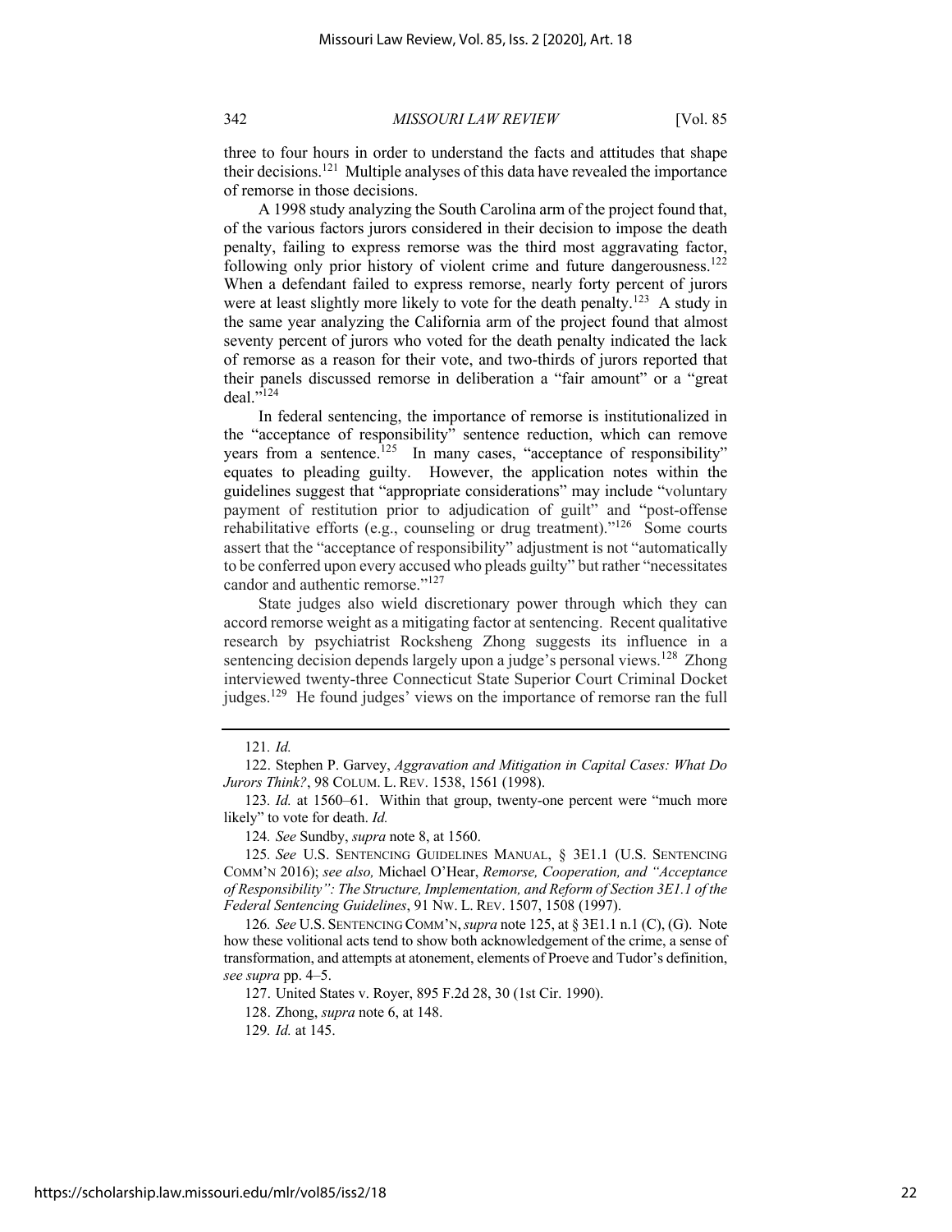three to four hours in order to understand the facts and attitudes that shape their decisions.[121] Multiple analyses of this data have revealed the importance of remorse in those decisions.

A 1998 study analyzing the South Carolina arm of the project found that, of the various factors jurors considered in their decision to impose the death penalty, failing to express remorse was the third most aggravating factor, following only prior history of violent crime and future dangerousness.[122] When a defendant failed to express remorse, nearly forty percent of jurors were at least slightly more likely to vote for the death penalty.[123] A study in the same year analyzing the California arm of the project found that almost seventy percent of jurors who voted for the death penalty indicated the lack of remorse as a reason for their vote, and two-thirds of jurors reported that their panels discussed remorse in deliberation a "fair amount" or a "great deal."[124]

In federal sentencing, the importance of remorse is institutionalized in the "acceptance of responsibility" sentence reduction, which can remove years from a sentence.[125] In many cases, "acceptance of responsibility" equates to pleading guilty. However, the application notes within the guidelines suggest that "appropriate considerations" may include "voluntary payment of restitution prior to adjudication of guilt" and "post-offense rehabilitative efforts (e.g., counseling or drug treatment)."[126] Some courts assert that the "acceptance of responsibility" adjustment is not "automatically to be conferred upon every accused who pleads guilty" but rather "necessitates candor and authentic remorse."[127]

State judges also wield discretionary power through which they can accord remorse weight as a mitigating factor at sentencing. Recent qualitative research by psychiatrist Rocksheng Zhong suggests its influence in a sentencing decision depends largely upon a judge's personal views.[128] Zhong interviewed twenty-three Connecticut State Superior Court Criminal Docket judges.[129] He found judges' views on the importance of remorse ran the full

---

121. *Id.*

122. Stephen P. Garvey, *Aggravation and Mitigation in Capital Cases: What Do Jurors Think?*, 98 COLUM. L. REV. 1538, 1561 (1998).

123. *Id.* at 1560–61. Within that group, twenty-one percent were "much more likely" to vote for death. *Id.*

124. *See* Sundby, *supra* note 8, at 1560.

125. *See* U.S. SENTENCING GUIDELINES MANUAL, § 3E1.1 (U.S. SENTENCING COMM'N 2016); *see also,* Michael O'Hear, *Remorse, Cooperation, and "Acceptance of Responsibility": The Structure, Implementation, and Reform of Section 3E1.1 of the Federal Sentencing Guidelines*, 91 NW. L. REV. 1507, 1508 (1997).

126. *See* U.S. SENTENCING COMM'N, *supra* note 125, at § 3E1.1 n.1 (C), (G). Note how these volitional acts tend to show both acknowledgement of the crime, a sense of transformation, and attempts at atonement, elements of Proeve and Tudor's definition, *see supra* pp. 4–5.

127. United States v. Royer, 895 F.2d 28, 30 (1st Cir. 1990).

128. Zhong, *supra* note 6, at 148.

129. *Id.* at 145.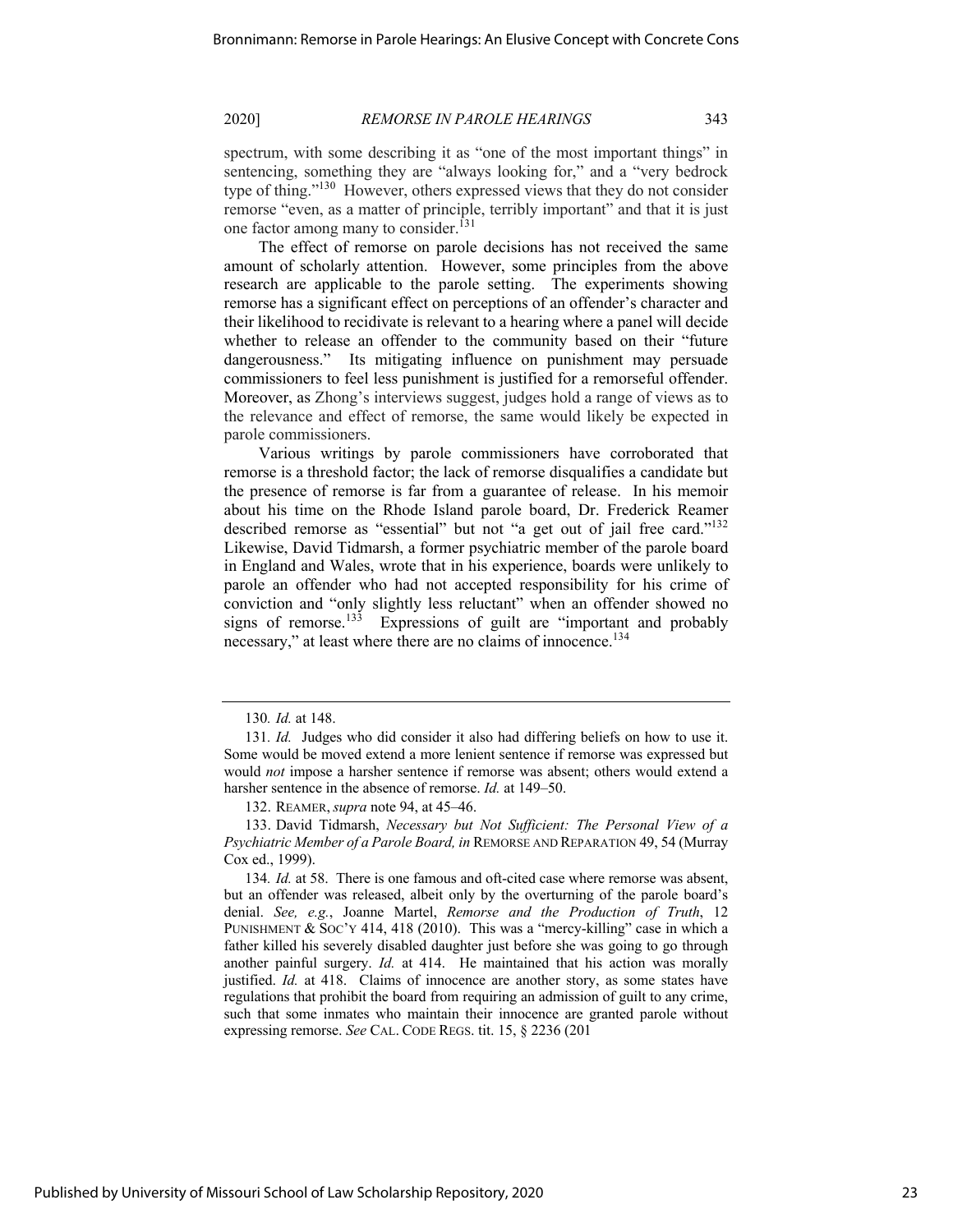spectrum, with some describing it as "one of the most important things" in sentencing, something they are "always looking for," and a "very bedrock type of thing."[130] However, others expressed views that they do not consider remorse "even, as a matter of principle, terribly important" and that it is just one factor among many to consider.[131]

The effect of remorse on parole decisions has not received the same amount of scholarly attention. However, some principles from the above research are applicable to the parole setting. The experiments showing remorse has a significant effect on perceptions of an offender's character and their likelihood to recidivate is relevant to a hearing where a panel will decide whether to release an offender to the community based on their "future dangerousness." Its mitigating influence on punishment may persuade commissioners to feel less punishment is justified for a remorseful offender. Moreover, as Zhong's interviews suggest, judges hold a range of views as to the relevance and effect of remorse, the same would likely be expected in parole commissioners.

Various writings by parole commissioners have corroborated that remorse is a threshold factor; the lack of remorse disqualifies a candidate but the presence of remorse is far from a guarantee of release. In his memoir about his time on the Rhode Island parole board, Dr. Frederick Reamer described remorse as "essential" but not "a get out of jail free card."[132] Likewise, David Tidmarsh, a former psychiatric member of the parole board in England and Wales, wrote that in his experience, boards were unlikely to parole an offender who had not accepted responsibility for his crime of conviction and "only slightly less reluctant" when an offender showed no signs of remorse.[133] Expressions of guilt are "important and probably necessary," at least where there are no claims of innocence.[134]

---

130. *Id.* at 148.

131. *Id.* Judges who did consider it also had differing beliefs on how to use it. Some would be moved extend a more lenient sentence if remorse was expressed but would *not* impose a harsher sentence if remorse was absent; others would extend a harsher sentence in the absence of remorse. *Id.* at 149–50.

132. REAMER, *supra* note 94, at 45–46.

133. David Tidmarsh, *Necessary but Not Sufficient: The Personal View of a Psychiatric Member of a Parole Board, in* REMORSE AND REPARATION 49, 54 (Murray Cox ed., 1999).

134. *Id.* at 58. There is one famous and oft-cited case where remorse was absent, but an offender was released, albeit only by the overturning of the parole board's denial. *See, e.g.*, Joanne Martel, *Remorse and the Production of Truth*, 12 PUNISHMENT & SOC'Y 414, 418 (2010). This was a "mercy-killing" case in which a father killed his severely disabled daughter just before she was going to go through another painful surgery. *Id.* at 414. He maintained that his action was morally justified. *Id.* at 418. Claims of innocence are another story, as some states have regulations that prohibit the board from requiring an admission of guilt to any crime, such that some inmates who maintain their innocence are granted parole without expressing remorse. *See* CAL. CODE REGS. tit. 15, § 2236 (201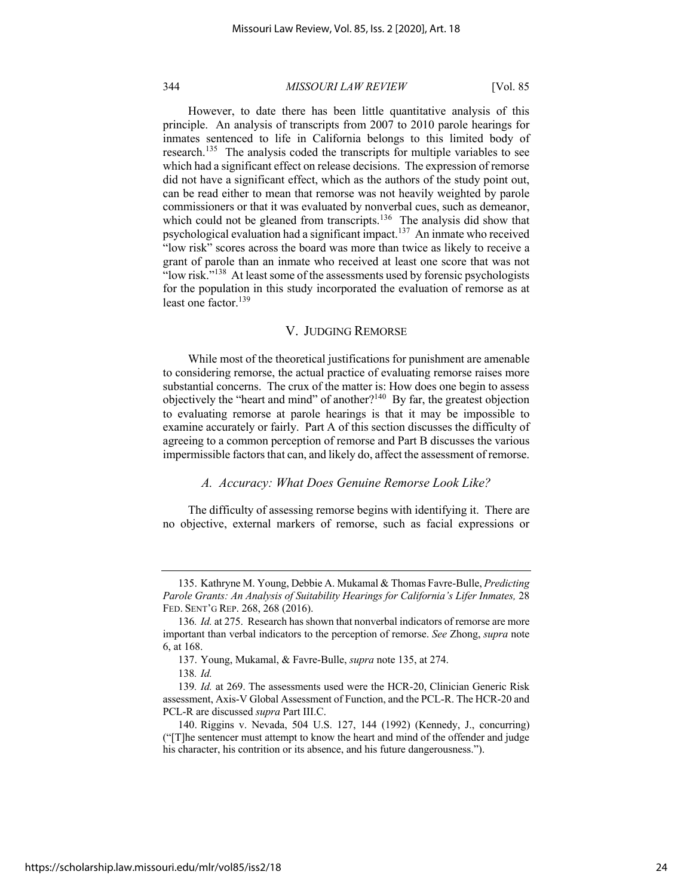However, to date there has been little quantitative analysis of this principle. An analysis of transcripts from 2007 to 2010 parole hearings for inmates sentenced to life in California belongs to this limited body of research.[135] The analysis coded the transcripts for multiple variables to see which had a significant effect on release decisions. The expression of remorse did not have a significant effect, which as the authors of the study point out, can be read either to mean that remorse was not heavily weighted by parole commissioners or that it was evaluated by nonverbal cues, such as demeanor, which could not be gleaned from transcripts.[136] The analysis did show that psychological evaluation had a significant impact.[137] An inmate who received "low risk" scores across the board was more than twice as likely to receive a grant of parole than an inmate who received at least one score that was not "low risk."[138] At least some of the assessments used by forensic psychologists for the population in this study incorporated the evaluation of remorse as at least one factor.[139]

## V. JUDGING REMORSE

While most of the theoretical justifications for punishment are amenable to considering remorse, the actual practice of evaluating remorse raises more substantial concerns. The crux of the matter is: How does one begin to assess objectively the "heart and mind" of another?[140] By far, the greatest objection to evaluating remorse at parole hearings is that it may be impossible to examine accurately or fairly. Part A of this section discusses the difficulty of agreeing to a common perception of remorse and Part B discusses the various impermissible factors that can, and likely do, affect the assessment of remorse.

### *A. Accuracy: What Does Genuine Remorse Look Like?*

The difficulty of assessing remorse begins with identifying it. There are no objective, external markers of remorse, such as facial expressions or

---

135. Kathryne M. Young, Debbie A. Mukamal & Thomas Favre-Bulle, *Predicting Parole Grants: An Analysis of Suitability Hearings for California's Lifer Inmates,* 28 FED. SENT'G REP. 268, 268 (2016).

136. *Id.* at 275. Research has shown that nonverbal indicators of remorse are more important than verbal indicators to the perception of remorse. *See* Zhong, *supra* note 6, at 168.

137. Young, Mukamal, & Favre-Bulle, *supra* note 135, at 274.

138. *Id.*

139. *Id.* at 269. The assessments used were the HCR-20, Clinician Generic Risk assessment, Axis-V Global Assessment of Function, and the PCL-R. The HCR-20 and PCL-R are discussed *supra* Part III.C.

140. Riggins v. Nevada, 504 U.S. 127, 144 (1992) (Kennedy, J., concurring) ("[T]he sentencer must attempt to know the heart and mind of the offender and judge his character, his contrition or its absence, and his future dangerousness.").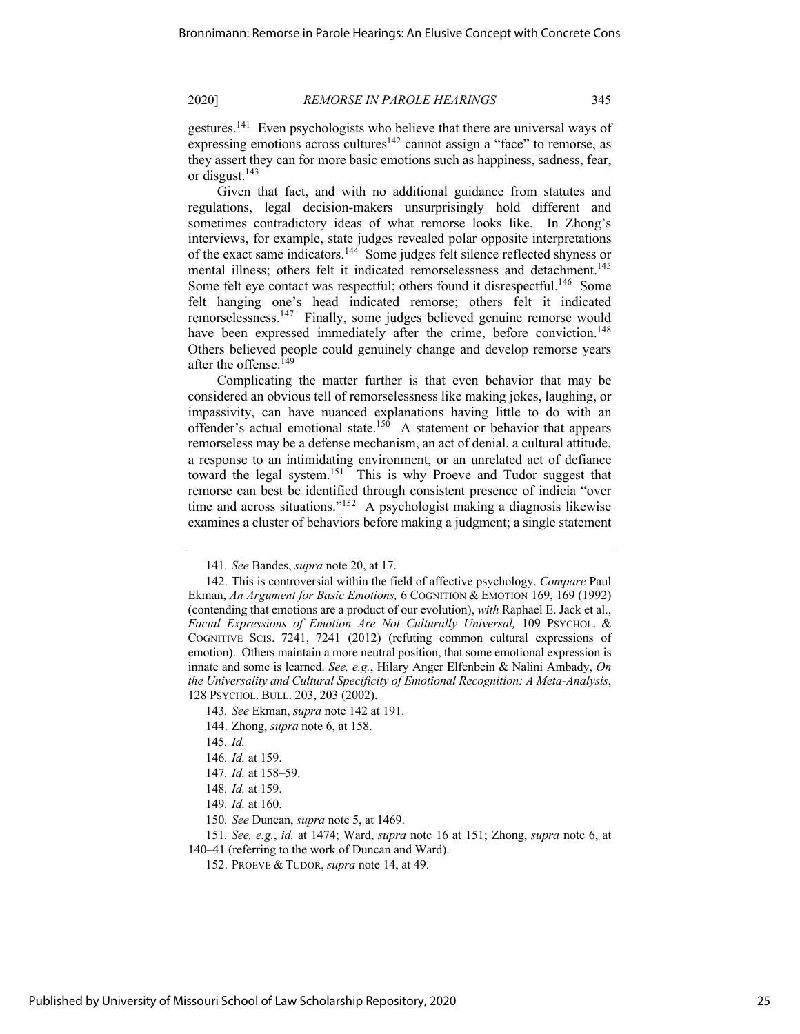gestures.[141] Even psychologists who believe that there are universal ways of expressing emotions across cultures[142] cannot assign a "face" to remorse, as they assert they can for more basic emotions such as happiness, sadness, fear, or disgust.[143]

Given that fact, and with no additional guidance from statutes and regulations, legal decision-makers unsurprisingly hold different and sometimes contradictory ideas of what remorse looks like. In Zhong's interviews, for example, state judges revealed polar opposite interpretations of the exact same indicators.[144] Some judges felt silence reflected shyness or mental illness; others felt it indicated remorselessness and detachment.[145] Some felt eye contact was respectful; others found it disrespectful.[146] Some felt hanging one's head indicated remorse; others felt it indicated remorselessness.[147] Finally, some judges believed genuine remorse would have been expressed immediately after the crime, before conviction.[148] Others believed people could genuinely change and develop remorse years after the offense.[149]

Complicating the matter further is that even behavior that may be considered an obvious tell of remorselessness like making jokes, laughing, or impassivity, can have nuanced explanations having little to do with an offender's actual emotional state.[150] A statement or behavior that appears remorseless may be a defense mechanism, an act of denial, a cultural attitude, a response to an intimidating environment, or an unrelated act of defiance toward the legal system.[151] This is why Proeve and Tudor suggest that remorse can best be identified through consistent presence of indicia "over time and across situations."[152] A psychologist making a diagnosis likewise examines a cluster of behaviors before making a judgment; a single statement

---

141. *See* Bandes, *supra* note 20, at 17.

142. This is controversial within the field of affective psychology. *Compare* Paul Ekman, *An Argument for Basic Emotions,* 6 COGNITION & EMOTION 169, 169 (1992) (contending that emotions are a product of our evolution), *with* Raphael E. Jack et al., *Facial Expressions of Emotion Are Not Culturally Universal,* 109 PSYCHOL. & COGNITIVE SCIS. 7241, 7241 (2012) (refuting common cultural expressions of emotion). Others maintain a more neutral position, that some emotional expression is innate and some is learned. *See, e.g.*, Hilary Anger Elfenbein & Nalini Ambady, *On the Universality and Cultural Specificity of Emotional Recognition: A Meta-Analysis*, 128 PSYCHOL. BULL. 203, 203 (2002).

143. *See* Ekman, *supra* note 142 at 191.

144. Zhong, *supra* note 6, at 158.

145. *Id.*

146. *Id.* at 159.

147. *Id.* at 158–59.

148. *Id.* at 159.

149. *Id.* at 160.

150. *See* Duncan, *supra* note 5, at 1469.

151. *See, e.g.*, *id.* at 1474; Ward, *supra* note 16 at 151; Zhong, *supra* note 6, at 140–41 (referring to the work of Duncan and Ward).

152. PROEVE & TUDOR, *supra* note 14, at 49.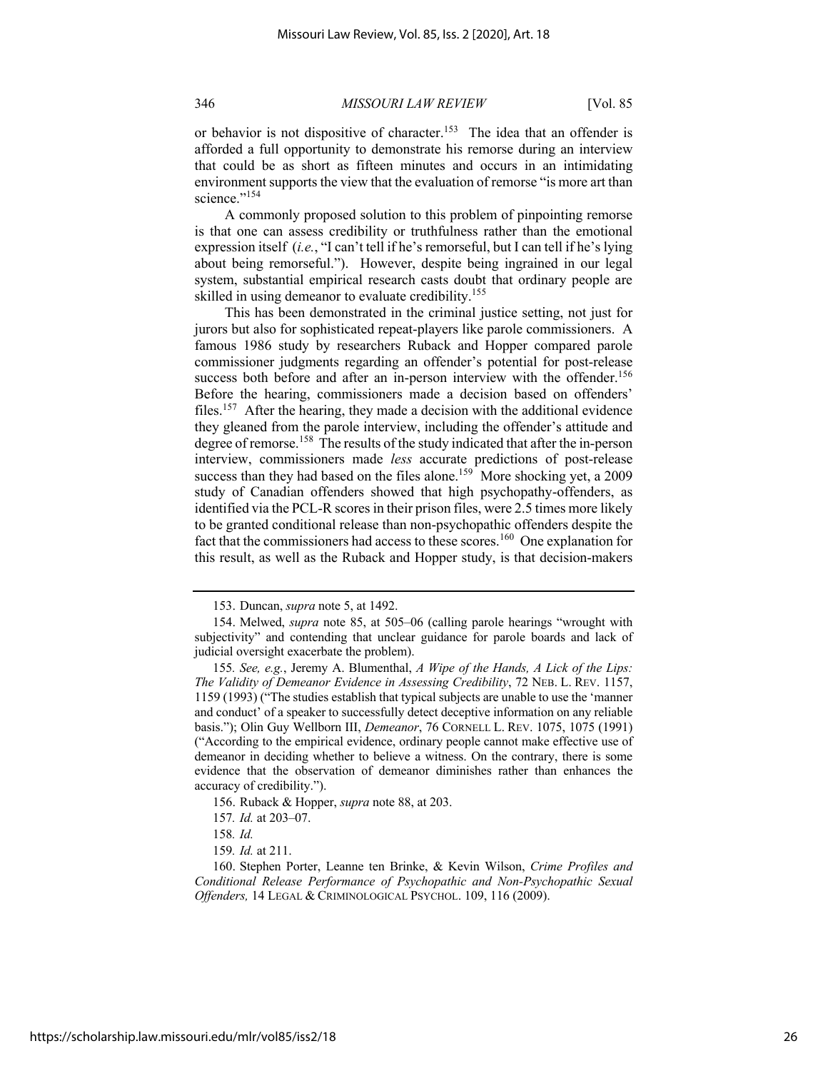or behavior is not dispositive of character.[153] The idea that an offender is afforded a full opportunity to demonstrate his remorse during an interview that could be as short as fifteen minutes and occurs in an intimidating environment supports the view that the evaluation of remorse "is more art than science."[154]

A commonly proposed solution to this problem of pinpointing remorse is that one can assess credibility or truthfulness rather than the emotional expression itself (*i.e.*, "I can't tell if he's remorseful, but I can tell if he's lying about being remorseful."). However, despite being ingrained in our legal system, substantial empirical research casts doubt that ordinary people are skilled in using demeanor to evaluate credibility.[155]

This has been demonstrated in the criminal justice setting, not just for jurors but also for sophisticated repeat-players like parole commissioners. A famous 1986 study by researchers Ruback and Hopper compared parole commissioner judgments regarding an offender's potential for post-release success both before and after an in-person interview with the offender.[156] Before the hearing, commissioners made a decision based on offenders' files.[157] After the hearing, they made a decision with the additional evidence they gleaned from the parole interview, including the offender's attitude and degree of remorse.[158] The results of the study indicated that after the in-person interview, commissioners made *less* accurate predictions of post-release success than they had based on the files alone.[159] More shocking yet, a 2009 study of Canadian offenders showed that high psychopathy-offenders, as identified via the PCL-R scores in their prison files, were 2.5 times more likely to be granted conditional release than non-psychopathic offenders despite the fact that the commissioners had access to these scores.[160] One explanation for this result, as well as the Ruback and Hopper study, is that decision-makers

---

153. Duncan, *supra* note 5, at 1492.

154. Melwed, *supra* note 85, at 505–06 (calling parole hearings "wrought with subjectivity" and contending that unclear guidance for parole boards and lack of judicial oversight exacerbate the problem).

155. *See, e.g.*, Jeremy A. Blumenthal, *A Wipe of the Hands, A Lick of the Lips: The Validity of Demeanor Evidence in Assessing Credibility*, 72 NEB. L. REV. 1157, 1159 (1993) ("The studies establish that typical subjects are unable to use the 'manner and conduct' of a speaker to successfully detect deceptive information on any reliable basis."); Olin Guy Wellborn III, *Demeanor*, 76 CORNELL L. REV. 1075, 1075 (1991) ("According to the empirical evidence, ordinary people cannot make effective use of demeanor in deciding whether to believe a witness. On the contrary, there is some evidence that the observation of demeanor diminishes rather than enhances the accuracy of credibility.").

156. Ruback & Hopper, *supra* note 88, at 203.

157. *Id.* at 203–07.

158. *Id.*

159. *Id.* at 211.

160. Stephen Porter, Leanne ten Brinke, & Kevin Wilson, *Crime Profiles and Conditional Release Performance of Psychopathic and Non-Psychopathic Sexual Offenders,* 14 LEGAL & CRIMINOLOGICAL PSYCHOL. 109, 116 (2009).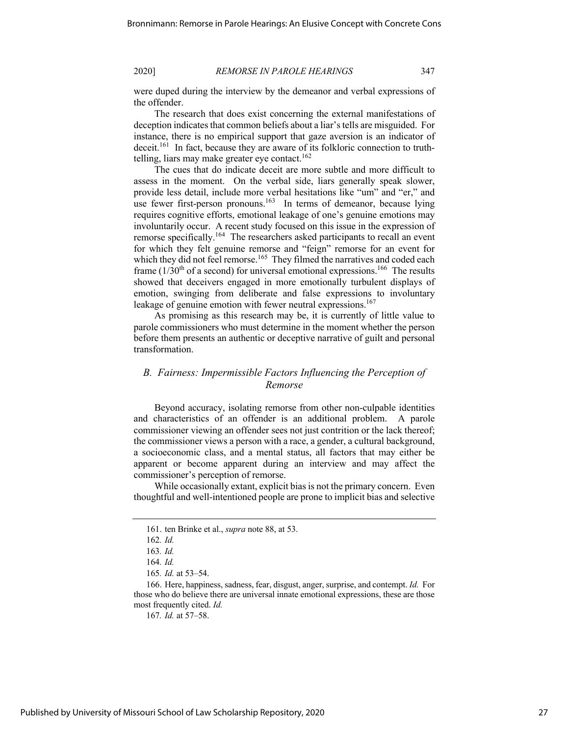were duped during the interview by the demeanor and verbal expressions of the offender.

The research that does exist concerning the external manifestations of deception indicates that common beliefs about a liar's tells are misguided. For instance, there is no empirical support that gaze aversion is an indicator of deceit.[161] In fact, because they are aware of its folkloric connection to truth-telling, liars may make greater eye contact.[162]

The cues that do indicate deceit are more subtle and more difficult to assess in the moment. On the verbal side, liars generally speak slower, provide less detail, include more verbal hesitations like "um" and "er," and use fewer first-person pronouns.[163] In terms of demeanor, because lying requires cognitive efforts, emotional leakage of one's genuine emotions may involuntarily occur. A recent study focused on this issue in the expression of remorse specifically.[164] The researchers asked participants to recall an event for which they felt genuine remorse and "feign" remorse for an event for which they did not feel remorse.[165] They filmed the narratives and coded each frame (1/30th of a second) for universal emotional expressions.[166] The results showed that deceivers engaged in more emotionally turbulent displays of emotion, swinging from deliberate and false expressions to involuntary leakage of genuine emotion with fewer neutral expressions.[167]

As promising as this research may be, it is currently of little value to parole commissioners who must determine in the moment whether the person before them presents an authentic or deceptive narrative of guilt and personal transformation.

## *B. Fairness: Impermissible Factors Influencing the Perception of Remorse*

Beyond accuracy, isolating remorse from other non-culpable identities and characteristics of an offender is an additional problem. A parole commissioner viewing an offender sees not just contrition or the lack thereof; the commissioner views a person with a race, a gender, a cultural background, a socioeconomic class, and a mental status, all factors that may either be apparent or become apparent during an interview and may affect the commissioner's perception of remorse.

While occasionally extant, explicit bias is not the primary concern. Even thoughtful and well-intentioned people are prone to implicit bias and selective

---

161. ten Brinke et al., *supra* note 88, at 53.

162. *Id.*

163. *Id.*

164. *Id.*

165. *Id.* at 53–54.

166. Here, happiness, sadness, fear, disgust, anger, surprise, and contempt. *Id.* For those who do believe there are universal innate emotional expressions, these are those most frequently cited. *Id.*

167. *Id.* at 57–58.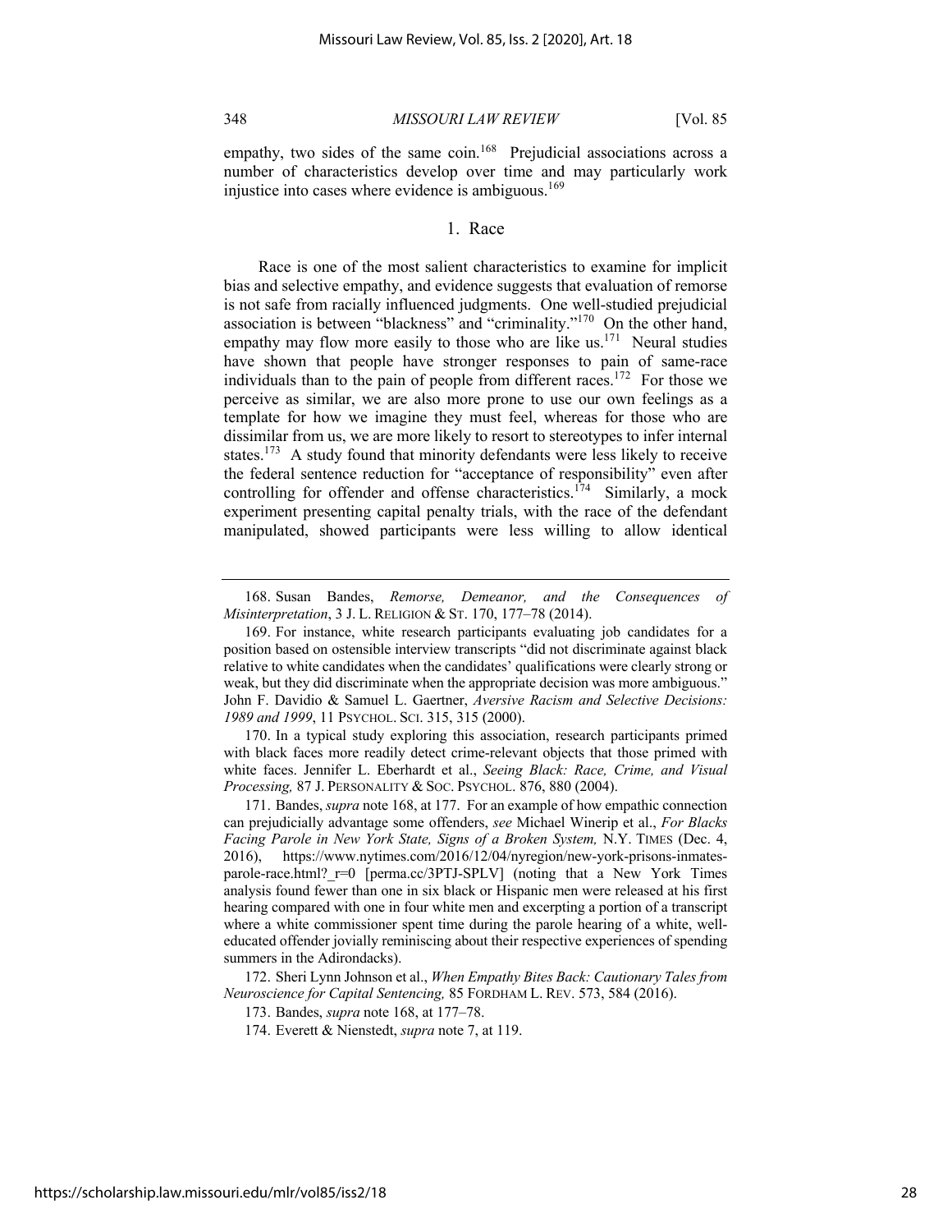empathy, two sides of the same coin.[168] Prejudicial associations across a number of characteristics develop over time and may particularly work injustice into cases where evidence is ambiguous.[169]

### 1. Race

Race is one of the most salient characteristics to examine for implicit bias and selective empathy, and evidence suggests that evaluation of remorse is not safe from racially influenced judgments. One well-studied prejudicial association is between "blackness" and "criminality."[170] On the other hand, empathy may flow more easily to those who are like us.[171] Neural studies have shown that people have stronger responses to pain of same-race individuals than to the pain of people from different races.[172] For those we perceive as similar, we are also more prone to use our own feelings as a template for how we imagine they must feel, whereas for those who are dissimilar from us, we are more likely to resort to stereotypes to infer internal states.[173] A study found that minority defendants were less likely to receive the federal sentence reduction for "acceptance of responsibility" even after controlling for offender and offense characteristics.[174] Similarly, a mock experiment presenting capital penalty trials, with the race of the defendant manipulated, showed participants were less willing to allow identical

---

168. Susan Bandes, *Remorse, Demeanor, and the Consequences of Misinterpretation*, 3 J. L. RELIGION & ST. 170, 177–78 (2014).

169. For instance, white research participants evaluating job candidates for a position based on ostensible interview transcripts "did not discriminate against black relative to white candidates when the candidates' qualifications were clearly strong or weak, but they did discriminate when the appropriate decision was more ambiguous." John F. Davidio & Samuel L. Gaertner, *Aversive Racism and Selective Decisions: 1989 and 1999*, 11 PSYCHOL. SCI. 315, 315 (2000).

170. In a typical study exploring this association, research participants primed with black faces more readily detect crime-relevant objects that those primed with white faces. Jennifer L. Eberhardt et al., *Seeing Black: Race, Crime, and Visual Processing,* 87 J. PERSONALITY & SOC. PSYCHOL. 876, 880 (2004).

171. Bandes, *supra* note 168, at 177. For an example of how empathic connection can prejudicially advantage some offenders, *see* Michael Winerip et al., *For Blacks Facing Parole in New York State, Signs of a Broken System,* N.Y. TIMES (Dec. 4, 2016), https://www.nytimes.com/2016/12/04/nyregion/new-york-prisons-inmates-parole-race.html?_r=0 [perma.cc/3PTJ-SPLV] (noting that a New York Times analysis found fewer than one in six black or Hispanic men were released at his first hearing compared with one in four white men and excerpting a portion of a transcript where a white commissioner spent time during the parole hearing of a white, well-educated offender jovially reminiscing about their respective experiences of spending summers in the Adirondacks).

172. Sheri Lynn Johnson et al., *When Empathy Bites Back: Cautionary Tales from Neuroscience for Capital Sentencing,* 85 FORDHAM L. REV. 573, 584 (2016).

173. Bandes, *supra* note 168, at 177–78.

174. Everett & Nienstedt, *supra* note 7, at 119.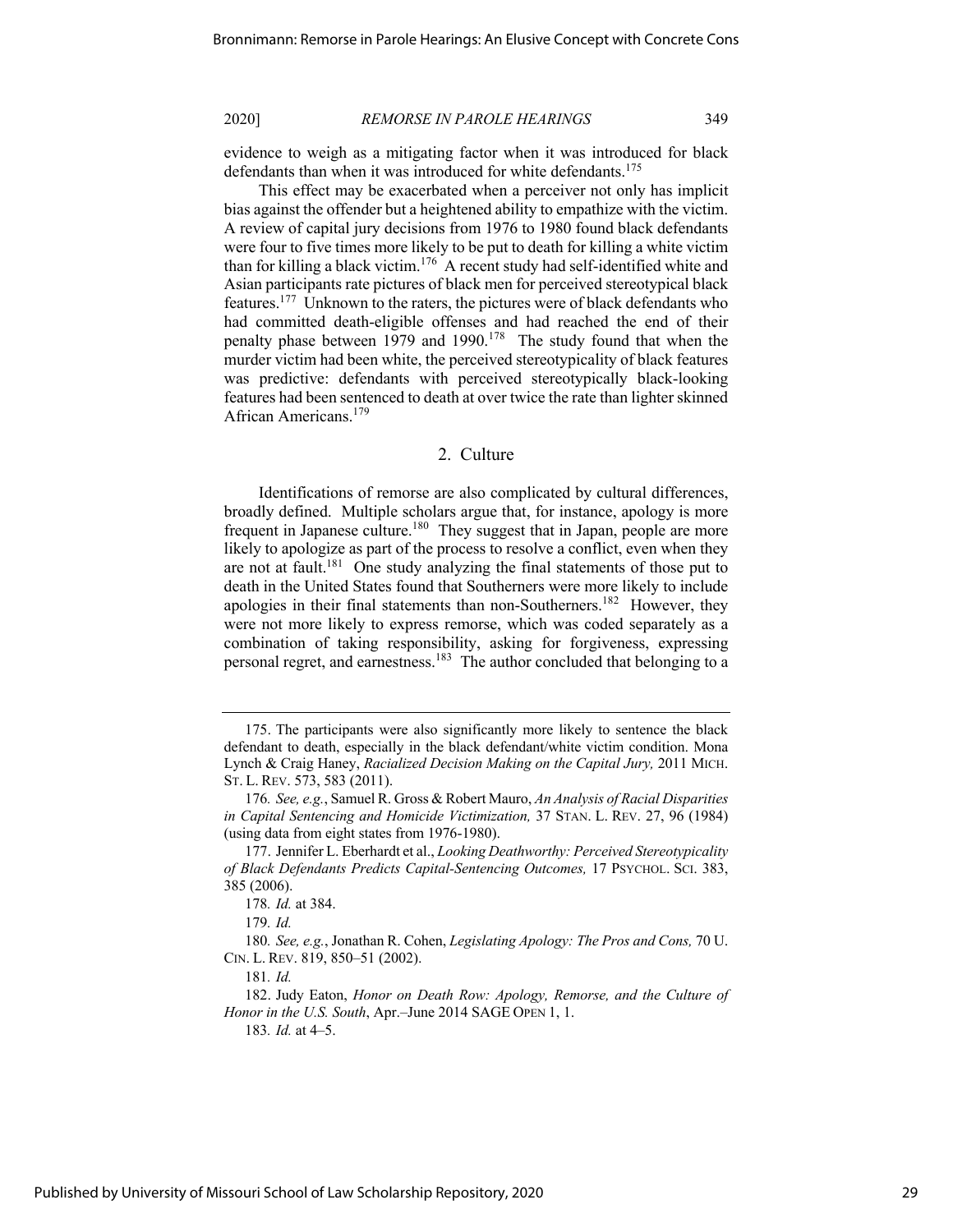evidence to weigh as a mitigating factor when it was introduced for black defendants than when it was introduced for white defendants.[175]

This effect may be exacerbated when a perceiver not only has implicit bias against the offender but a heightened ability to empathize with the victim. A review of capital jury decisions from 1976 to 1980 found black defendants were four to five times more likely to be put to death for killing a white victim than for killing a black victim.[176] A recent study had self-identified white and Asian participants rate pictures of black men for perceived stereotypical black features.[177] Unknown to the raters, the pictures were of black defendants who had committed death-eligible offenses and had reached the end of their penalty phase between 1979 and 1990.[178] The study found that when the murder victim had been white, the perceived stereotypicality of black features was predictive: defendants with perceived stereotypically black-looking features had been sentenced to death at over twice the rate than lighter skinned African Americans.[179]

### 2. Culture

Identifications of remorse are also complicated by cultural differences, broadly defined. Multiple scholars argue that, for instance, apology is more frequent in Japanese culture.[180] They suggest that in Japan, people are more likely to apologize as part of the process to resolve a conflict, even when they are not at fault.[181] One study analyzing the final statements of those put to death in the United States found that Southerners were more likely to include apologies in their final statements than non-Southerners.[182] However, they were not more likely to express remorse, which was coded separately as a combination of taking responsibility, asking for forgiveness, expressing personal regret, and earnestness.[183] The author concluded that belonging to a

---

175. The participants were also significantly more likely to sentence the black defendant to death, especially in the black defendant/white victim condition. Mona Lynch & Craig Haney, *Racialized Decision Making on the Capital Jury,* 2011 MICH. ST. L. REV. 573, 583 (2011).

176. *See, e.g.*, Samuel R. Gross & Robert Mauro, *An Analysis of Racial Disparities in Capital Sentencing and Homicide Victimization,* 37 STAN. L. REV. 27, 96 (1984) (using data from eight states from 1976-1980).

177. Jennifer L. Eberhardt et al., *Looking Deathworthy: Perceived Stereotypicality of Black Defendants Predicts Capital-Sentencing Outcomes,* 17 PSYCHOL. SCI. 383, 385 (2006).

178. *Id.* at 384.

179. *Id.*

180. *See, e.g.*, Jonathan R. Cohen, *Legislating Apology: The Pros and Cons,* 70 U. CIN. L. REV. 819, 850–51 (2002).

181. *Id.*

182. Judy Eaton, *Honor on Death Row: Apology, Remorse, and the Culture of Honor in the U.S. South*, Apr.–June 2014 SAGE OPEN 1, 1.

183. *Id.* at 4–5.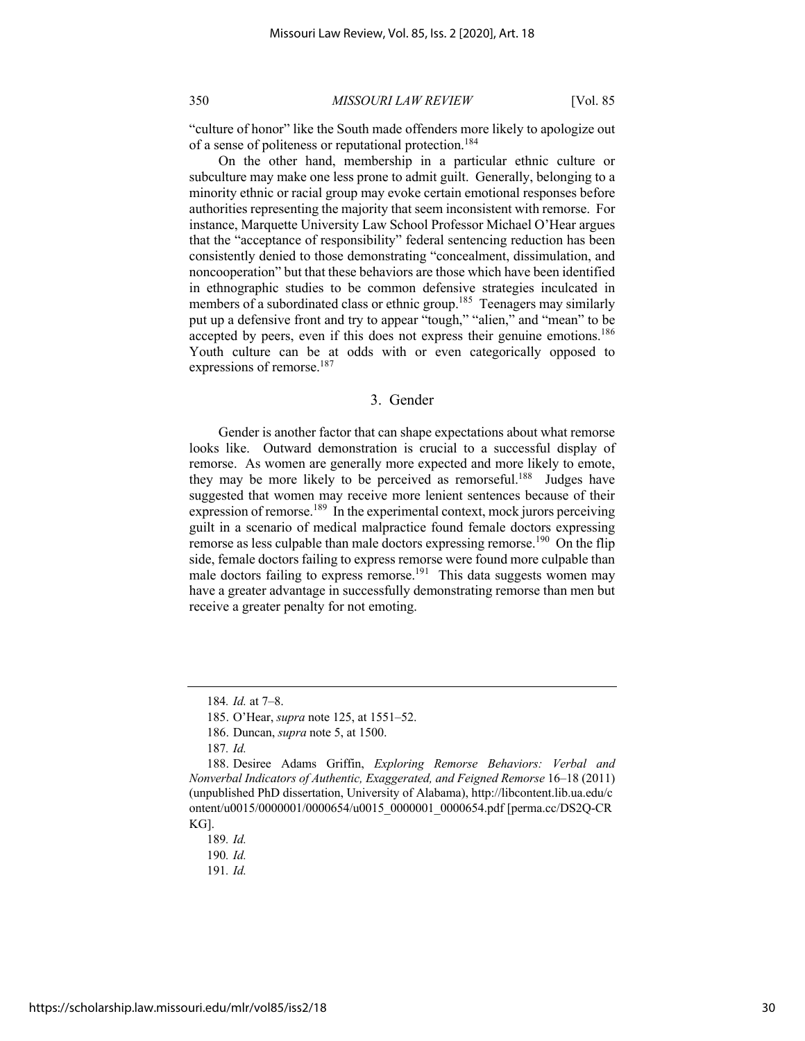"culture of honor" like the South made offenders more likely to apologize out of a sense of politeness or reputational protection.[184]

On the other hand, membership in a particular ethnic culture or subculture may make one less prone to admit guilt. Generally, belonging to a minority ethnic or racial group may evoke certain emotional responses before authorities representing the majority that seem inconsistent with remorse. For instance, Marquette University Law School Professor Michael O'Hear argues that the "acceptance of responsibility" federal sentencing reduction has been consistently denied to those demonstrating "concealment, dissimulation, and noncooperation" but that these behaviors are those which have been identified in ethnographic studies to be common defensive strategies inculcated in members of a subordinated class or ethnic group.[185] Teenagers may similarly put up a defensive front and try to appear "tough," "alien," and "mean" to be accepted by peers, even if this does not express their genuine emotions.[186] Youth culture can be at odds with or even categorically opposed to expressions of remorse.[187]

### 3. Gender

Gender is another factor that can shape expectations about what remorse looks like. Outward demonstration is crucial to a successful display of remorse. As women are generally more expected and more likely to emote, they may be more likely to be perceived as remorseful.[188] Judges have suggested that women may receive more lenient sentences because of their expression of remorse.[189] In the experimental context, mock jurors perceiving guilt in a scenario of medical malpractice found female doctors expressing remorse as less culpable than male doctors expressing remorse.[190] On the flip side, female doctors failing to express remorse were found more culpable than male doctors failing to express remorse.[191] This data suggests women may have a greater advantage in successfully demonstrating remorse than men but receive a greater penalty for not emoting.

---

184. *Id.* at 7–8.

185. O'Hear, *supra* note 125, at 1551–52.

186. Duncan, *supra* note 5, at 1500.

187. *Id.*

188. Desiree Adams Griffin, *Exploring Remorse Behaviors: Verbal and Nonverbal Indicators of Authentic, Exaggerated, and Feigned Remorse* 16–18 (2011) (unpublished PhD dissertation, University of Alabama), http://libcontent.lib.ua.edu/content/u0015/0000001/0000654/u0015_0000001_0000654.pdf [perma.cc/DS2Q-CRKG].

189. *Id.*

190. *Id.*

191. *Id.*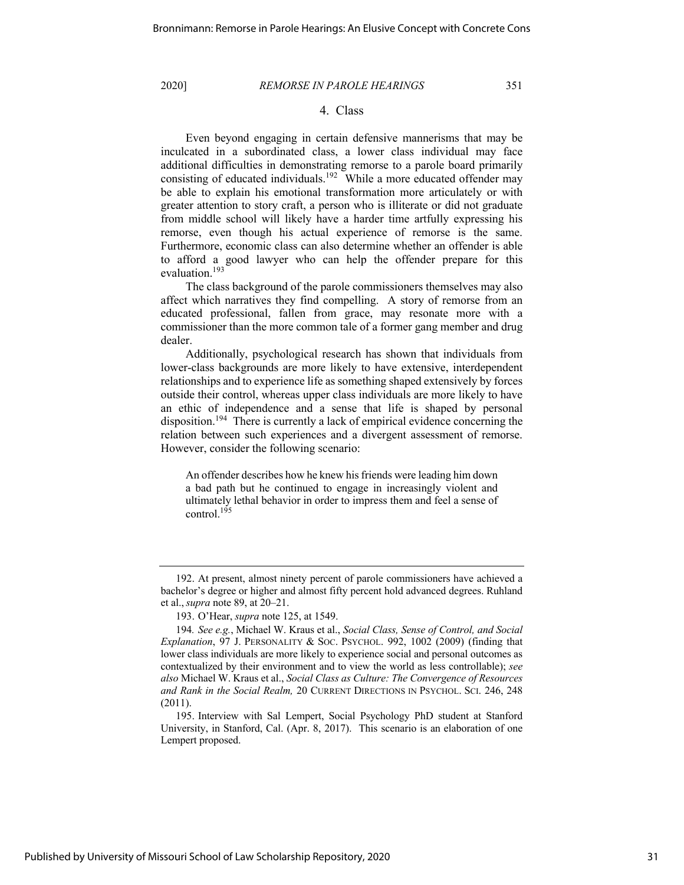### 4. Class

Even beyond engaging in certain defensive mannerisms that may be inculcated in a subordinated class, a lower class individual may face additional difficulties in demonstrating remorse to a parole board primarily consisting of educated individuals.[192] While a more educated offender may be able to explain his emotional transformation more articulately or with greater attention to story craft, a person who is illiterate or did not graduate from middle school will likely have a harder time artfully expressing his remorse, even though his actual experience of remorse is the same. Furthermore, economic class can also determine whether an offender is able to afford a good lawyer who can help the offender prepare for this evaluation.[193]

The class background of the parole commissioners themselves may also affect which narratives they find compelling. A story of remorse from an educated professional, fallen from grace, may resonate more with a commissioner than the more common tale of a former gang member and drug dealer.

Additionally, psychological research has shown that individuals from lower-class backgrounds are more likely to have extensive, interdependent relationships and to experience life as something shaped extensively by forces outside their control, whereas upper class individuals are more likely to have an ethic of independence and a sense that life is shaped by personal disposition.[194] There is currently a lack of empirical evidence concerning the relation between such experiences and a divergent assessment of remorse. However, consider the following scenario:

> An offender describes how he knew his friends were leading him down a bad path but he continued to engage in increasingly violent and ultimately lethal behavior in order to impress them and feel a sense of control.[195]

---

192. At present, almost ninety percent of parole commissioners have achieved a bachelor's degree or higher and almost fifty percent hold advanced degrees. Ruhland et al., *supra* note 89, at 20–21.

193. O'Hear, *supra* note 125, at 1549.

194. *See e.g.*, Michael W. Kraus et al., *Social Class, Sense of Control, and Social Explanation*, 97 J. PERSONALITY & SOC. PSYCHOL. 992, 1002 (2009) (finding that lower class individuals are more likely to experience social and personal outcomes as contextualized by their environment and to view the world as less controllable); *see also* Michael W. Kraus et al., *Social Class as Culture: The Convergence of Resources and Rank in the Social Realm,* 20 CURRENT DIRECTIONS IN PSYCHOL. SCI. 246, 248 (2011).

195. Interview with Sal Lempert, Social Psychology PhD student at Stanford University, in Stanford, Cal. (Apr. 8, 2017). This scenario is an elaboration of one Lempert proposed.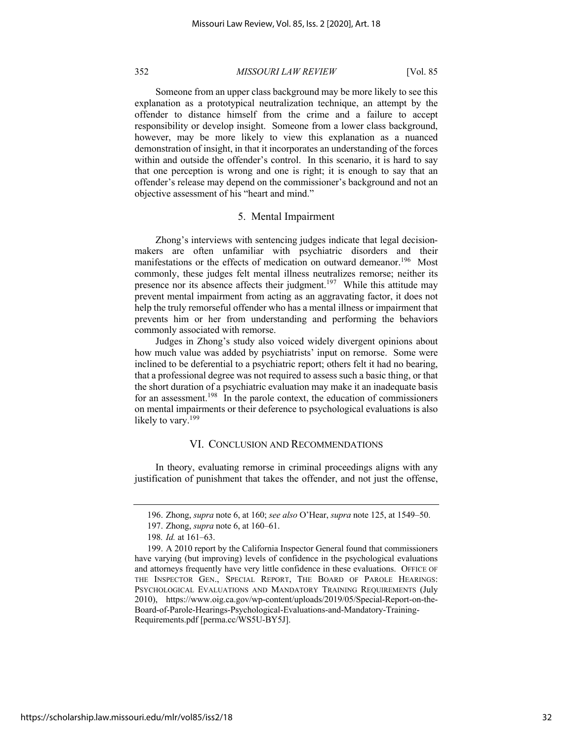Someone from an upper class background may be more likely to see this explanation as a prototypical neutralization technique, an attempt by the offender to distance himself from the crime and a failure to accept responsibility or develop insight. Someone from a lower class background, however, may be more likely to view this explanation as a nuanced demonstration of insight, in that it incorporates an understanding of the forces within and outside the offender's control. In this scenario, it is hard to say that one perception is wrong and one is right; it is enough to say that an offender's release may depend on the commissioner's background and not an objective assessment of his "heart and mind."

### 5. Mental Impairment

Zhong's interviews with sentencing judges indicate that legal decision-makers are often unfamiliar with psychiatric disorders and their manifestations or the effects of medication on outward demeanor.[196] Most commonly, these judges felt mental illness neutralizes remorse; neither its presence nor its absence affects their judgment.[197] While this attitude may prevent mental impairment from acting as an aggravating factor, it does not help the truly remorseful offender who has a mental illness or impairment that prevents him or her from understanding and performing the behaviors commonly associated with remorse.

Judges in Zhong's study also voiced widely divergent opinions about how much value was added by psychiatrists' input on remorse. Some were inclined to be deferential to a psychiatric report; others felt it had no bearing, that a professional degree was not required to assess such a basic thing, or that the short duration of a psychiatric evaluation may make it an inadequate basis for an assessment.[198] In the parole context, the education of commissioners on mental impairments or their deference to psychological evaluations is also likely to vary.[199]

## VI. Conclusion and Recommendations

In theory, evaluating remorse in criminal proceedings aligns with any justification of punishment that takes the offender, and not just the offense,

---

196. Zhong, *supra* note 6, at 160; *see also* O'Hear, *supra* note 125, at 1549–50.

197. Zhong, *supra* note 6, at 160–61.

198. *Id.* at 161–63.

199. A 2010 report by the California Inspector General found that commissioners have varying (but improving) levels of confidence in the psychological evaluations and attorneys frequently have very little confidence in these evaluations. OFFICE OF THE INSPECTOR GEN., SPECIAL REPORT, THE BOARD OF PAROLE HEARINGS: PSYCHOLOGICAL EVALUATIONS AND MANDATORY TRAINING REQUIREMENTS (July 2010), https://www.oig.ca.gov/wp-content/uploads/2019/05/Special-Report-on-the-Board-of-Parole-Hearings-Psychological-Evaluations-and-Mandatory-Training-Requirements.pdf [perma.cc/WS5U-BY5J].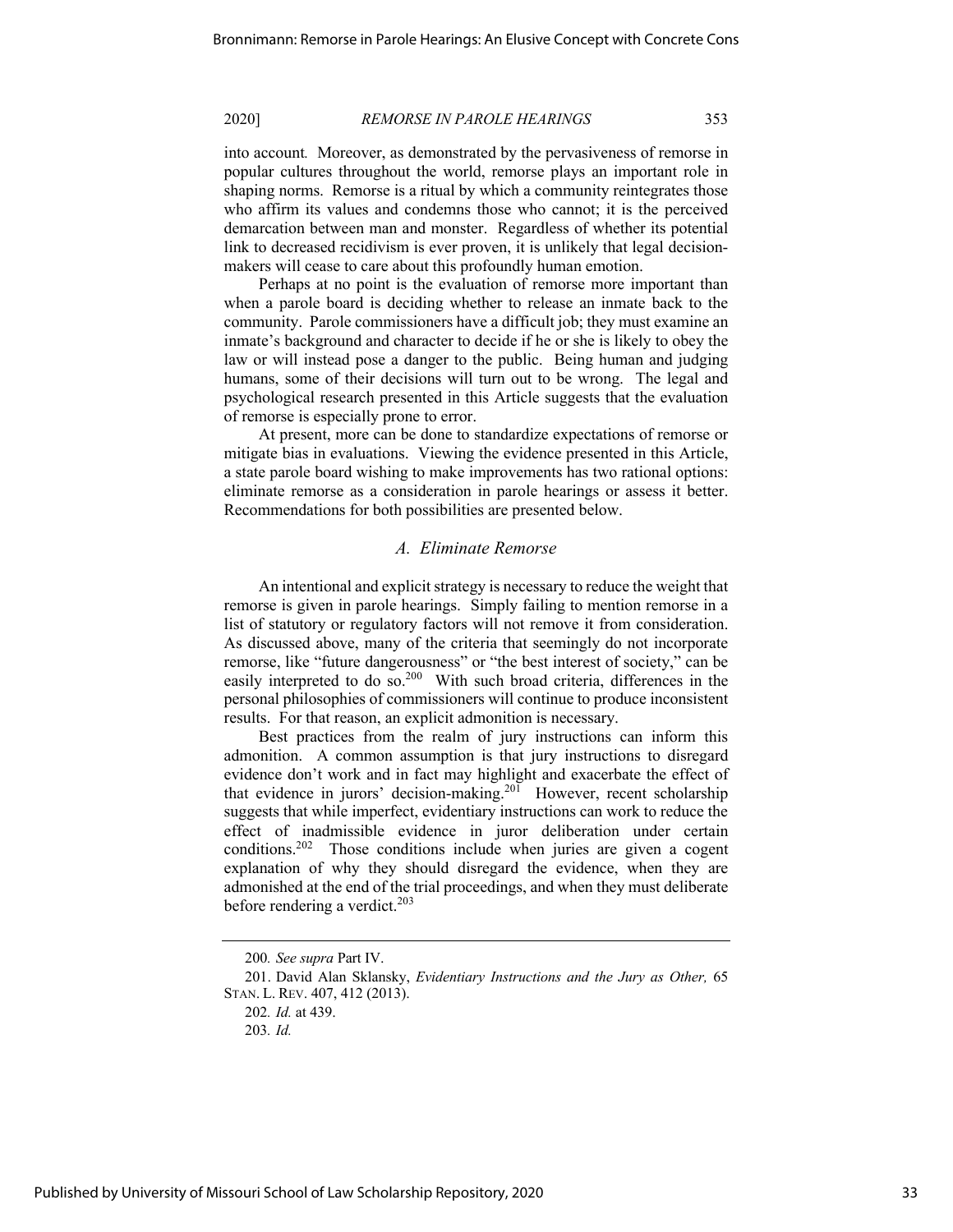into account. Moreover, as demonstrated by the pervasiveness of remorse in popular cultures throughout the world, remorse plays an important role in shaping norms. Remorse is a ritual by which a community reintegrates those who affirm its values and condemns those who cannot; it is the perceived demarcation between man and monster. Regardless of whether its potential link to decreased recidivism is ever proven, it is unlikely that legal decision-makers will cease to care about this profoundly human emotion.

Perhaps at no point is the evaluation of remorse more important than when a parole board is deciding whether to release an inmate back to the community. Parole commissioners have a difficult job; they must examine an inmate's background and character to decide if he or she is likely to obey the law or will instead pose a danger to the public. Being human and judging humans, some of their decisions will turn out to be wrong. The legal and psychological research presented in this Article suggests that the evaluation of remorse is especially prone to error.

At present, more can be done to standardize expectations of remorse or mitigate bias in evaluations. Viewing the evidence presented in this Article, a state parole board wishing to make improvements has two rational options: eliminate remorse as a consideration in parole hearings or assess it better. Recommendations for both possibilities are presented below.

### *A. Eliminate Remorse*

An intentional and explicit strategy is necessary to reduce the weight that remorse is given in parole hearings. Simply failing to mention remorse in a list of statutory or regulatory factors will not remove it from consideration. As discussed above, many of the criteria that seemingly do not incorporate remorse, like "future dangerousness" or "the best interest of society," can be easily interpreted to do so.[200] With such broad criteria, differences in the personal philosophies of commissioners will continue to produce inconsistent results. For that reason, an explicit admonition is necessary.

Best practices from the realm of jury instructions can inform this admonition. A common assumption is that jury instructions to disregard evidence don't work and in fact may highlight and exacerbate the effect of that evidence in jurors' decision-making.[201] However, recent scholarship suggests that while imperfect, evidentiary instructions can work to reduce the effect of inadmissible evidence in juror deliberation under certain conditions.[202] Those conditions include when juries are given a cogent explanation of why they should disregard the evidence, when they are admonished at the end of the trial proceedings, and when they must deliberate before rendering a verdict.[203]

---

200. *See supra* Part IV.

201. David Alan Sklansky, *Evidentiary Instructions and the Jury as Other,* 65 STAN. L. REV. 407, 412 (2013).

202. *Id.* at 439.

203. *Id.*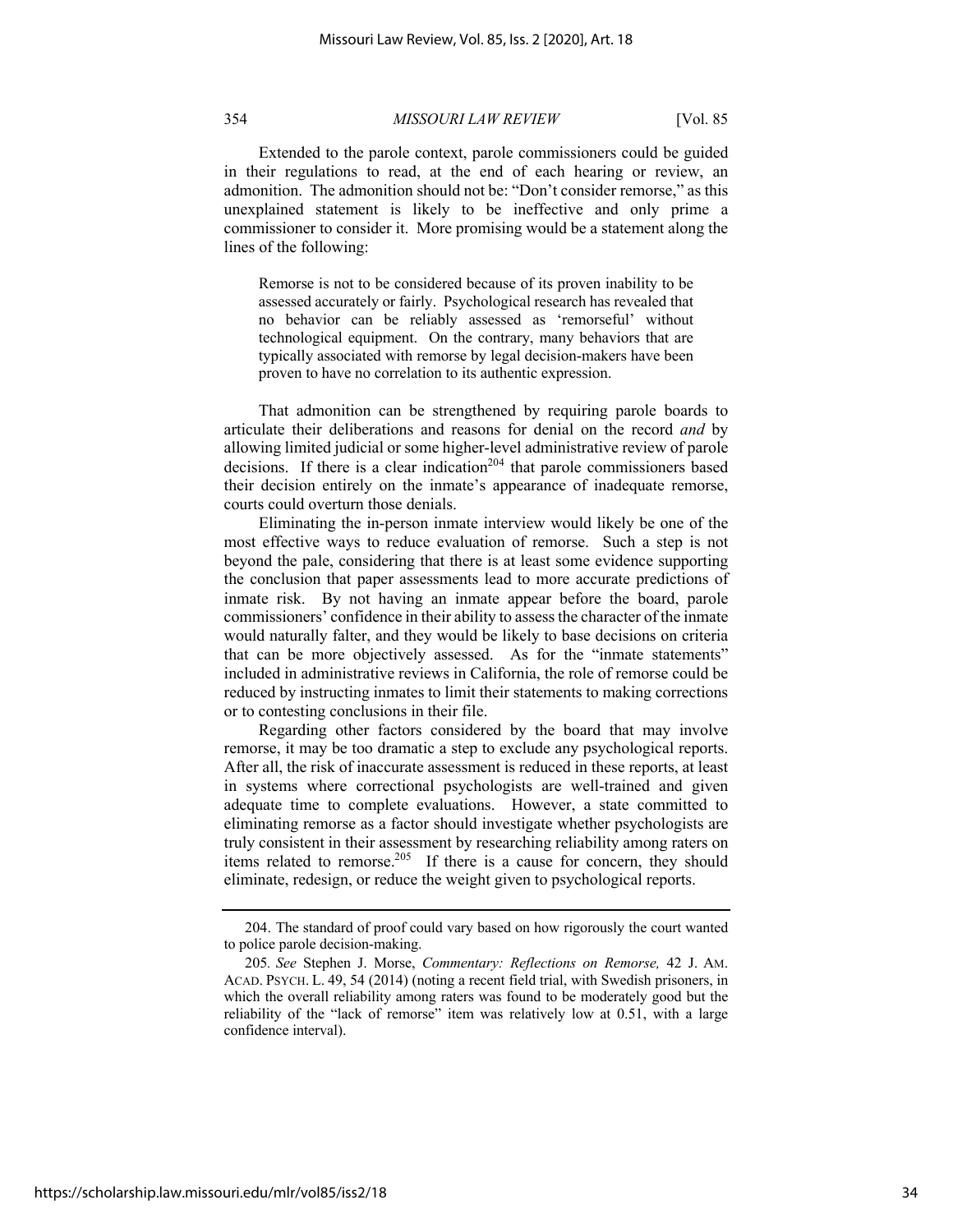Extended to the parole context, parole commissioners could be guided in their regulations to read, at the end of each hearing or review, an admonition. The admonition should not be: "Don't consider remorse," as this unexplained statement is likely to be ineffective and only prime a commissioner to consider it. More promising would be a statement along the lines of the following:

> Remorse is not to be considered because of its proven inability to be assessed accurately or fairly. Psychological research has revealed that no behavior can be reliably assessed as 'remorseful' without technological equipment. On the contrary, many behaviors that are typically associated with remorse by legal decision-makers have been proven to have no correlation to its authentic expression.

That admonition can be strengthened by requiring parole boards to articulate their deliberations and reasons for denial on the record *and* by allowing limited judicial or some higher-level administrative review of parole decisions. If there is a clear indication[204] that parole commissioners based their decision entirely on the inmate's appearance of inadequate remorse, courts could overturn those denials.

Eliminating the in-person inmate interview would likely be one of the most effective ways to reduce evaluation of remorse. Such a step is not beyond the pale, considering that there is at least some evidence supporting the conclusion that paper assessments lead to more accurate predictions of inmate risk. By not having an inmate appear before the board, parole commissioners' confidence in their ability to assess the character of the inmate would naturally falter, and they would be likely to base decisions on criteria that can be more objectively assessed. As for the "inmate statements" included in administrative reviews in California, the role of remorse could be reduced by instructing inmates to limit their statements to making corrections or to contesting conclusions in their file.

Regarding other factors considered by the board that may involve remorse, it may be too dramatic a step to exclude any psychological reports. After all, the risk of inaccurate assessment is reduced in these reports, at least in systems where correctional psychologists are well-trained and given adequate time to complete evaluations. However, a state committed to eliminating remorse as a factor should investigate whether psychologists are truly consistent in their assessment by researching reliability among raters on items related to remorse.[205] If there is a cause for concern, they should eliminate, redesign, or reduce the weight given to psychological reports.

---

204. The standard of proof could vary based on how rigorously the court wanted to police parole decision-making.

205. *See* Stephen J. Morse, *Commentary: Reflections on Remorse,* 42 J. AM. ACAD. PSYCH. L. 49, 54 (2014) (noting a recent field trial, with Swedish prisoners, in which the overall reliability among raters was found to be moderately good but the reliability of the "lack of remorse" item was relatively low at 0.51, with a large confidence interval).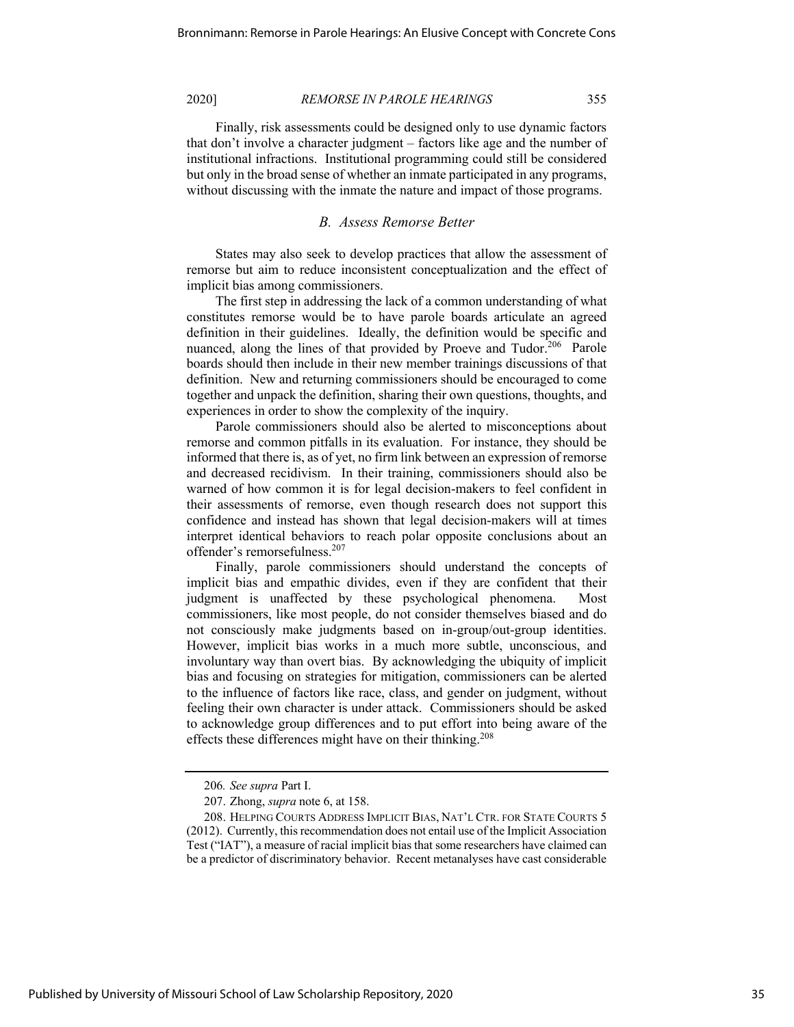Finally, risk assessments could be designed only to use dynamic factors that don't involve a character judgment – factors like age and the number of institutional infractions. Institutional programming could still be considered but only in the broad sense of whether an inmate participated in any programs, without discussing with the inmate the nature and impact of those programs.

### *B. Assess Remorse Better*

States may also seek to develop practices that allow the assessment of remorse but aim to reduce inconsistent conceptualization and the effect of implicit bias among commissioners.

The first step in addressing the lack of a common understanding of what constitutes remorse would be to have parole boards articulate an agreed definition in their guidelines. Ideally, the definition would be specific and nuanced, along the lines of that provided by Proeve and Tudor.[206] Parole boards should then include in their new member trainings discussions of that definition. New and returning commissioners should be encouraged to come together and unpack the definition, sharing their own questions, thoughts, and experiences in order to show the complexity of the inquiry.

Parole commissioners should also be alerted to misconceptions about remorse and common pitfalls in its evaluation. For instance, they should be informed that there is, as of yet, no firm link between an expression of remorse and decreased recidivism. In their training, commissioners should also be warned of how common it is for legal decision-makers to feel confident in their assessments of remorse, even though research does not support this confidence and instead has shown that legal decision-makers will at times interpret identical behaviors to reach polar opposite conclusions about an offender's remorsefulness.[207]

Finally, parole commissioners should understand the concepts of implicit bias and empathic divides, even if they are confident that their judgment is unaffected by these psychological phenomena. Most commissioners, like most people, do not consider themselves biased and do not consciously make judgments based on in-group/out-group identities. However, implicit bias works in a much more subtle, unconscious, and involuntary way than overt bias. By acknowledging the ubiquity of implicit bias and focusing on strategies for mitigation, commissioners can be alerted to the influence of factors like race, class, and gender on judgment, without feeling their own character is under attack. Commissioners should be asked to acknowledge group differences and to put effort into being aware of the effects these differences might have on their thinking.[208]

---

206. *See supra* Part I.

207. Zhong, *supra* note 6, at 158.

208. HELPING COURTS ADDRESS IMPLICIT BIAS, NAT'L CTR. FOR STATE COURTS 5 (2012). Currently, this recommendation does not entail use of the Implicit Association Test ("IAT"), a measure of racial implicit bias that some researchers have claimed can be a predictor of discriminatory behavior. Recent metanalyses have cast considerable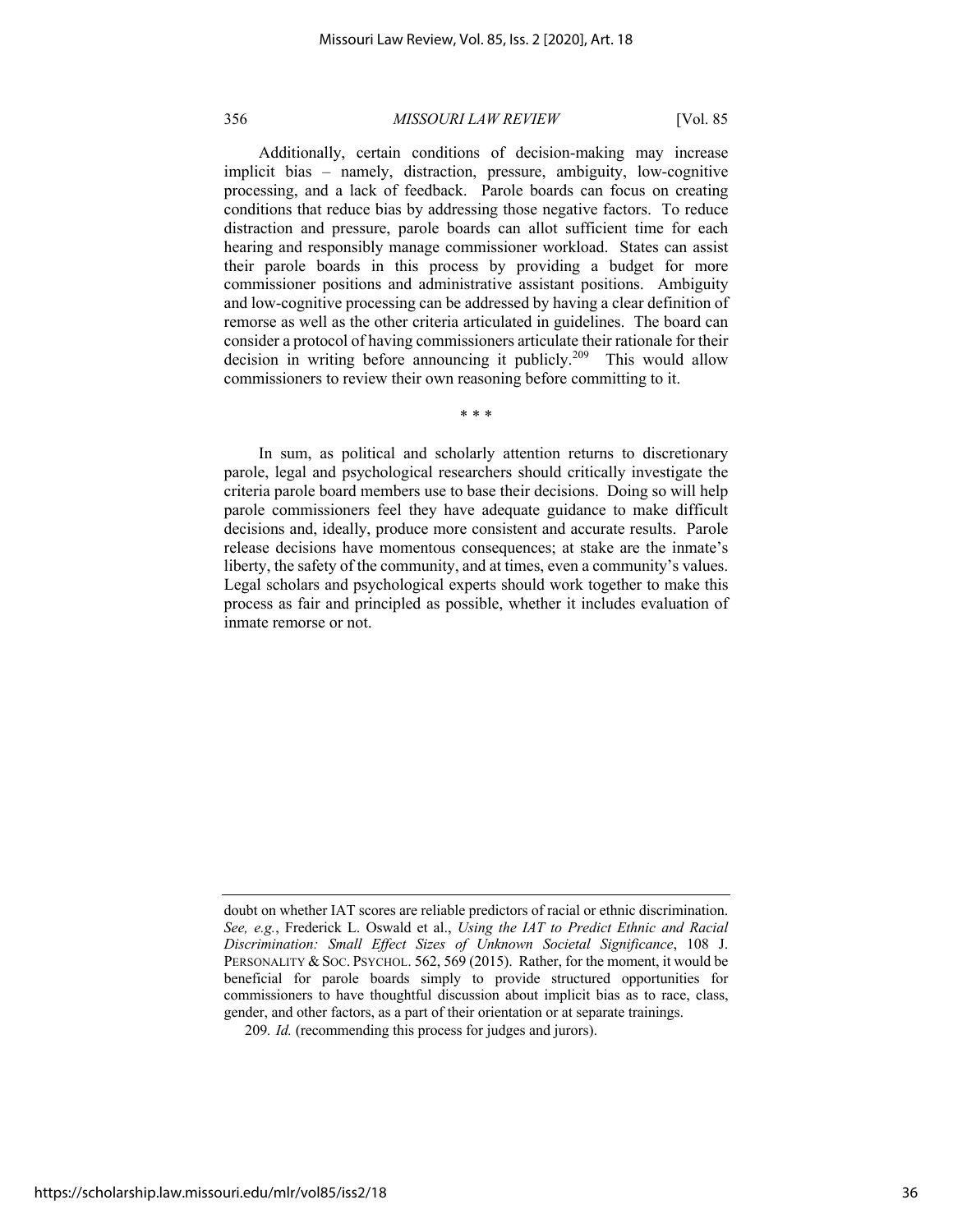Additionally, certain conditions of decision-making may increase implicit bias – namely, distraction, pressure, ambiguity, low-cognitive processing, and a lack of feedback. Parole boards can focus on creating conditions that reduce bias by addressing those negative factors. To reduce distraction and pressure, parole boards can allot sufficient time for each hearing and responsibly manage commissioner workload. States can assist their parole boards in this process by providing a budget for more commissioner positions and administrative assistant positions. Ambiguity and low-cognitive processing can be addressed by having a clear definition of remorse as well as the other criteria articulated in guidelines. The board can consider a protocol of having commissioners articulate their rationale for their decision in writing before announcing it publicly.[209] This would allow commissioners to review their own reasoning before committing to it.

\* \* \*

In sum, as political and scholarly attention returns to discretionary parole, legal and psychological researchers should critically investigate the criteria parole board members use to base their decisions. Doing so will help parole commissioners feel they have adequate guidance to make difficult decisions and, ideally, produce more consistent and accurate results. Parole release decisions have momentous consequences; at stake are the inmate's liberty, the safety of the community, and at times, even a community's values. Legal scholars and psychological experts should work together to make this process as fair and principled as possible, whether it includes evaluation of inmate remorse or not.

---

doubt on whether IAT scores are reliable predictors of racial or ethnic discrimination. *See, e.g.*, Frederick L. Oswald et al., *Using the IAT to Predict Ethnic and Racial Discrimination: Small Effect Sizes of Unknown Societal Significance*, 108 J. PERSONALITY & SOC. PSYCHOL. 562, 569 (2015). Rather, for the moment, it would be beneficial for parole boards simply to provide structured opportunities for commissioners to have thoughtful discussion about implicit bias as to race, class, gender, and other factors, as a part of their orientation or at separate trainings.

209. *Id.* (recommending this process for judges and jurors).